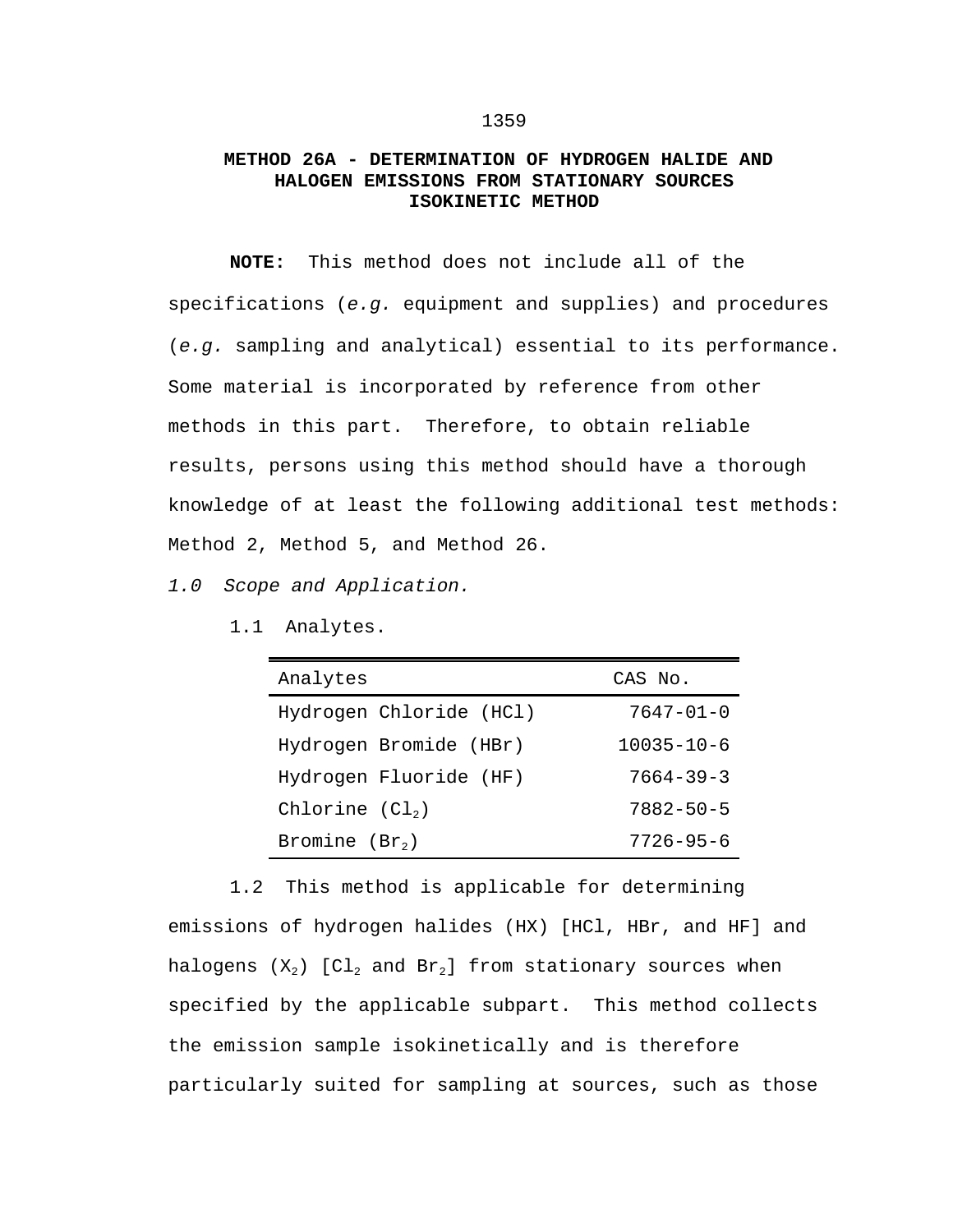# METHOD 26A - DETERMINATION OF HYDROGEN HALIDE AND HALOGEN EMISSIONS FROM STATIONARY SOURCES ISOKINETIC METHOD

**NOTE:** This method does not include all of the specifications (*e.g.* equipment and supplies) and procedures (*e.g.* sampling and analytical) essential to its performance. Some material is incorporated by reference from other methods in this part. Therefore, to obtain reliable results, persons using this method should have a thorough knowledge of at least the following additional test methods: Method 2, Method 5, and Method 26.

*1.0 Scope and Application.*

1.1 Analytes.

| Analytes | CAS No. |
|---|---|
| Hydrogen Chloride (HCl) | 7647-01-0 |
| Hydrogen Bromide (HBr) | 10035-10-6 |
| Hydrogen Fluoride (HF) | 7664-39-3 |
| Chlorine ($Cl_2$) | 7882-50-5 |
| Bromine ($Br_2$) | 7726-95-6 |

1.2 This method is applicable for determining emissions of hydrogen halides (HX) [HCl, HBr, and HF] and halogens ($X_2$) [$Cl_2$ and $Br_2$] from stationary sources when specified by the applicable subpart. This method collects the emission sample isokinetically and is therefore particularly suited for sampling at sources, such as those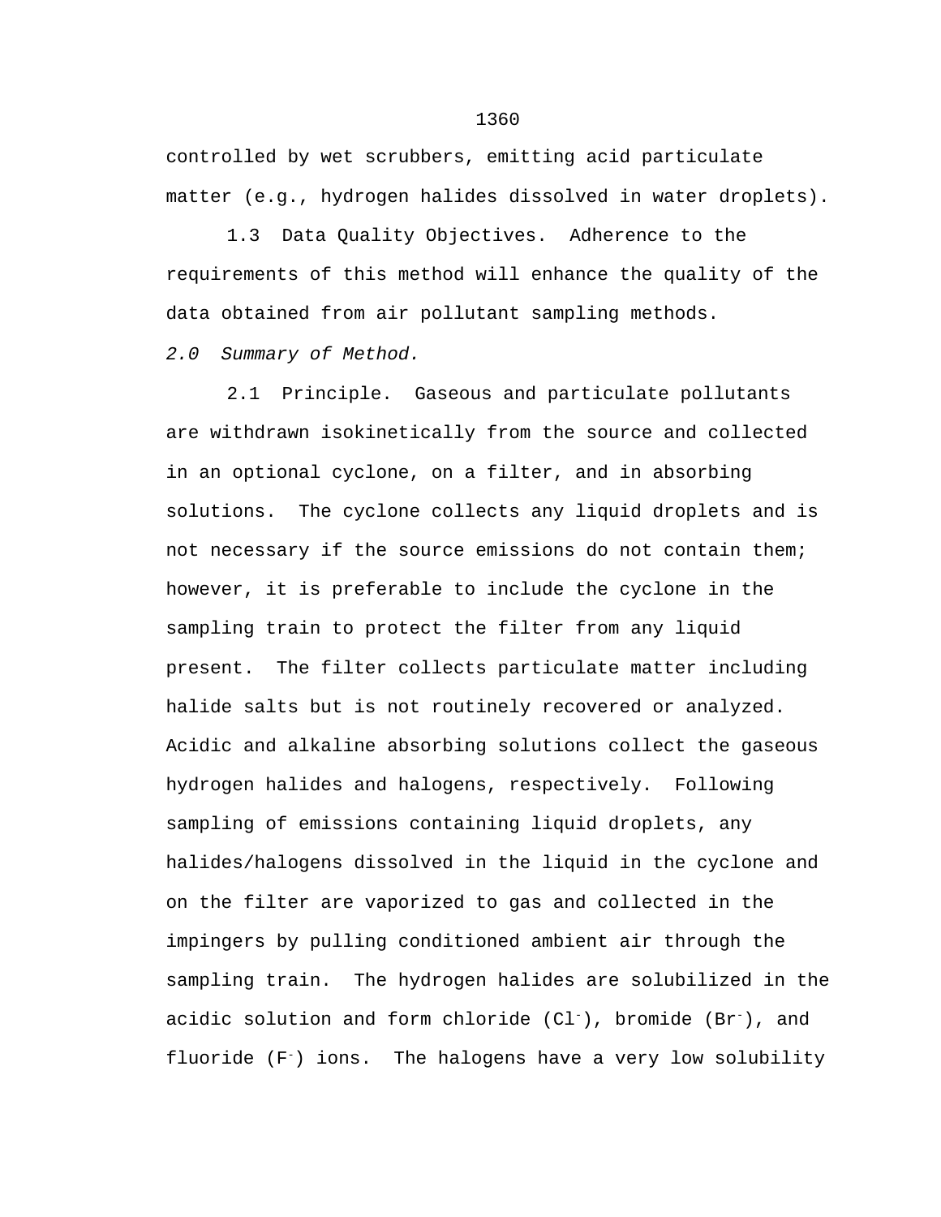controlled by wet scrubbers, emitting acid particulate matter (e.g., hydrogen halides dissolved in water droplets).

1.3 Data Quality Objectives. Adherence to the requirements of this method will enhance the quality of the data obtained from air pollutant sampling methods.

*2.0 Summary of Method.*

2.1 Principle. Gaseous and particulate pollutants are withdrawn isokinetically from the source and collected in an optional cyclone, on a filter, and in absorbing solutions. The cyclone collects any liquid droplets and is not necessary if the source emissions do not contain them; however, it is preferable to include the cyclone in the sampling train to protect the filter from any liquid present. The filter collects particulate matter including halide salts but is not routinely recovered or analyzed. Acidic and alkaline absorbing solutions collect the gaseous hydrogen halides and halogens, respectively. Following sampling of emissions containing liquid droplets, any halides/halogens dissolved in the liquid in the cyclone and on the filter are vaporized to gas and collected in the impingers by pulling conditioned ambient air through the sampling train. The hydrogen halides are solubilized in the acidic solution and form chloride ($Cl^-$), bromide ($Br^-$), and fluoride ($F^-$) ions. The halogens have a very low solubility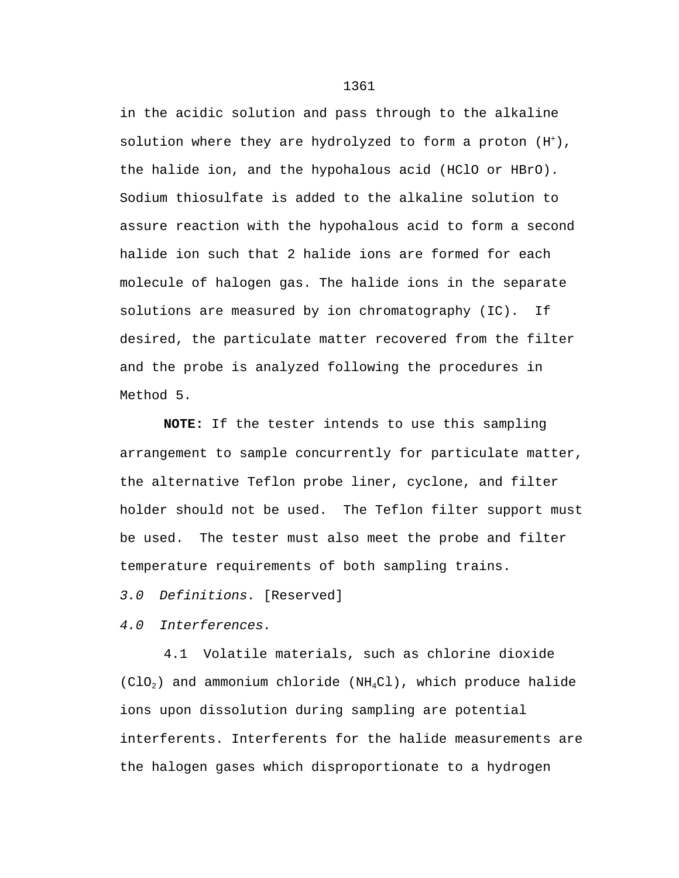in the acidic solution and pass through to the alkaline solution where they are hydrolyzed to form a proton ($H^+$), the halide ion, and the hypohalous acid (HClO or HBrO). Sodium thiosulfate is added to the alkaline solution to assure reaction with the hypohalous acid to form a second halide ion such that 2 halide ions are formed for each molecule of halogen gas. The halide ions in the separate solutions are measured by ion chromatography (IC). If desired, the particulate matter recovered from the filter and the probe is analyzed following the procedures in Method 5.

**NOTE:** If the tester intends to use this sampling arrangement to sample concurrently for particulate matter, the alternative Teflon probe liner, cyclone, and filter holder should not be used. The Teflon filter support must be used. The tester must also meet the probe and filter temperature requirements of both sampling trains.

*3.0 Definitions.* [Reserved]

*4.0 Interferences.*

4.1 Volatile materials, such as chlorine dioxide ($ClO_2$) and ammonium chloride ($NH_4Cl$), which produce halide ions upon dissolution during sampling are potential interferents. Interferents for the halide measurements are the halogen gases which disproportionate to a hydrogen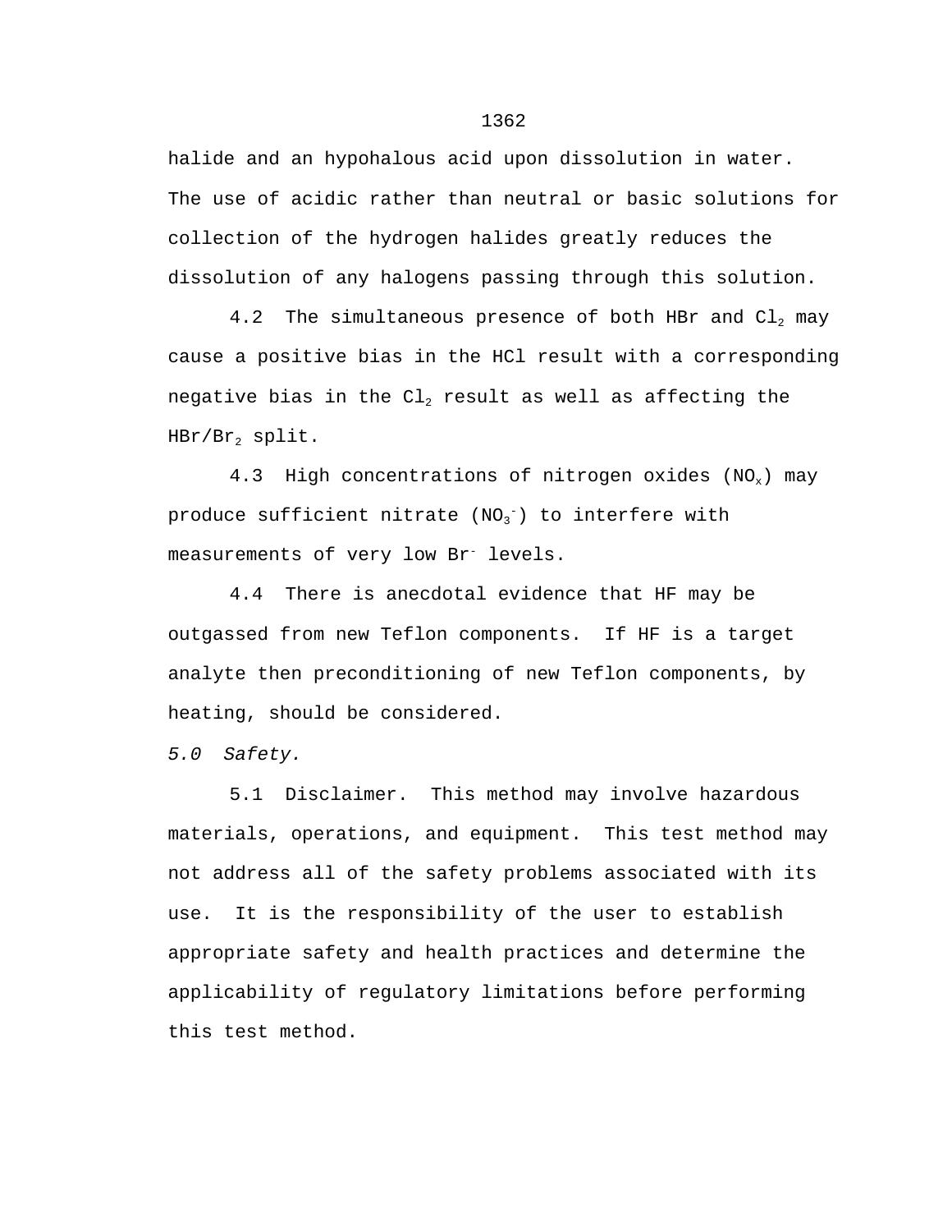halide and an hypohalous acid upon dissolution in water. The use of acidic rather than neutral or basic solutions for collection of the hydrogen halides greatly reduces the dissolution of any halogens passing through this solution.

4.2 The simultaneous presence of both HBr and $Cl_2$ may cause a positive bias in the HCl result with a corresponding negative bias in the $Cl_2$ result as well as affecting the HBr/$Br_2$ split.

4.3 High concentrations of nitrogen oxides ($NO_x$) may produce sufficient nitrate ($NO_3^-$) to interfere with measurements of very low $Br^-$ levels.

4.4 There is anecdotal evidence that HF may be outgassed from new Teflon components. If HF is a target analyte then preconditioning of new Teflon components, by heating, should be considered.

*5.0 Safety.*

5.1 Disclaimer. This method may involve hazardous materials, operations, and equipment. This test method may not address all of the safety problems associated with its use. It is the responsibility of the user to establish appropriate safety and health practices and determine the applicability of regulatory limitations before performing this test method.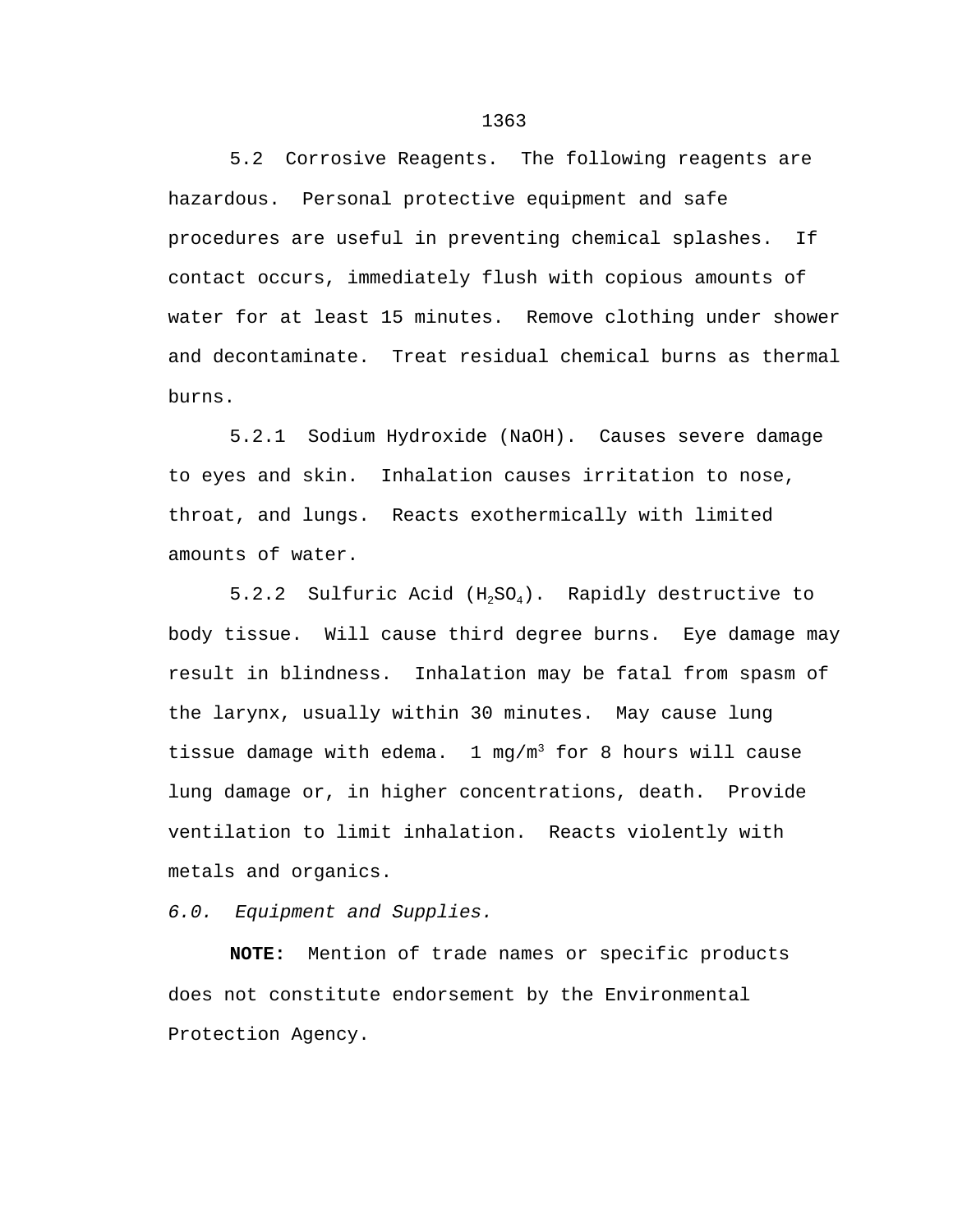5.2 Corrosive Reagents. The following reagents are hazardous. Personal protective equipment and safe procedures are useful in preventing chemical splashes. If contact occurs, immediately flush with copious amounts of water for at least 15 minutes. Remove clothing under shower and decontaminate. Treat residual chemical burns as thermal burns.

5.2.1 Sodium Hydroxide (NaOH). Causes severe damage to eyes and skin. Inhalation causes irritation to nose, throat, and lungs. Reacts exothermically with limited amounts of water.

5.2.2 Sulfuric Acid ($H_2SO_4$). Rapidly destructive to body tissue. Will cause third degree burns. Eye damage may result in blindness. Inhalation may be fatal from spasm of the larynx, usually within 30 minutes. May cause lung tissue damage with edema. 1 $mg/m^3$ for 8 hours will cause lung damage or, in higher concentrations, death. Provide ventilation to limit inhalation. Reacts violently with metals and organics.

*6.0. Equipment and Supplies.*

**NOTE:** Mention of trade names or specific products does not constitute endorsement by the Environmental Protection Agency.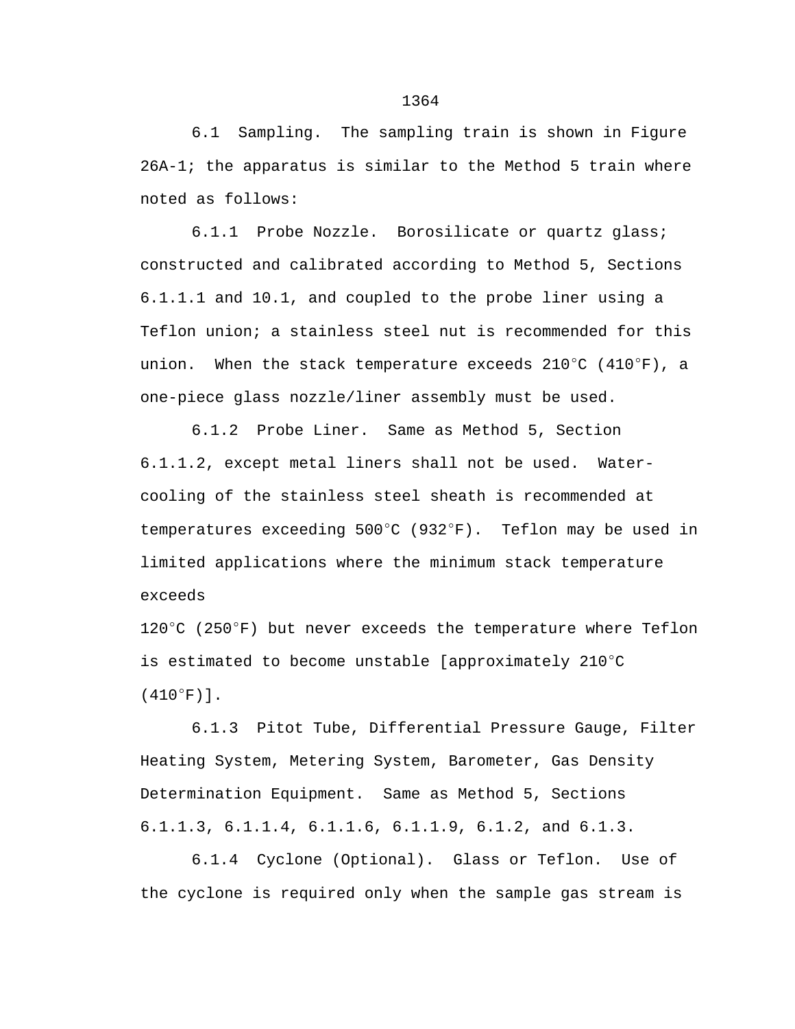6.1 Sampling. The sampling train is shown in Figure 26A-1; the apparatus is similar to the Method 5 train where noted as follows:

6.1.1 Probe Nozzle. Borosilicate or quartz glass; constructed and calibrated according to Method 5, Sections 6.1.1.1 and 10.1, and coupled to the probe liner using a Teflon union; a stainless steel nut is recommended for this union. When the stack temperature exceeds 210°C (410°F), a one-piece glass nozzle/liner assembly must be used.

6.1.2 Probe Liner. Same as Method 5, Section 6.1.1.2, except metal liners shall not be used. Water-cooling of the stainless steel sheath is recommended at temperatures exceeding 500°C (932°F). Teflon may be used in limited applications where the minimum stack temperature exceeds 120°C (250°F) but never exceeds the temperature where Teflon is estimated to become unstable [approximately 210°C (410°F)].

6.1.3 Pitot Tube, Differential Pressure Gauge, Filter Heating System, Metering System, Barometer, Gas Density Determination Equipment. Same as Method 5, Sections 6.1.1.3, 6.1.1.4, 6.1.1.6, 6.1.1.9, 6.1.2, and 6.1.3.

6.1.4 Cyclone (Optional). Glass or Teflon. Use of the cyclone is required only when the sample gas stream is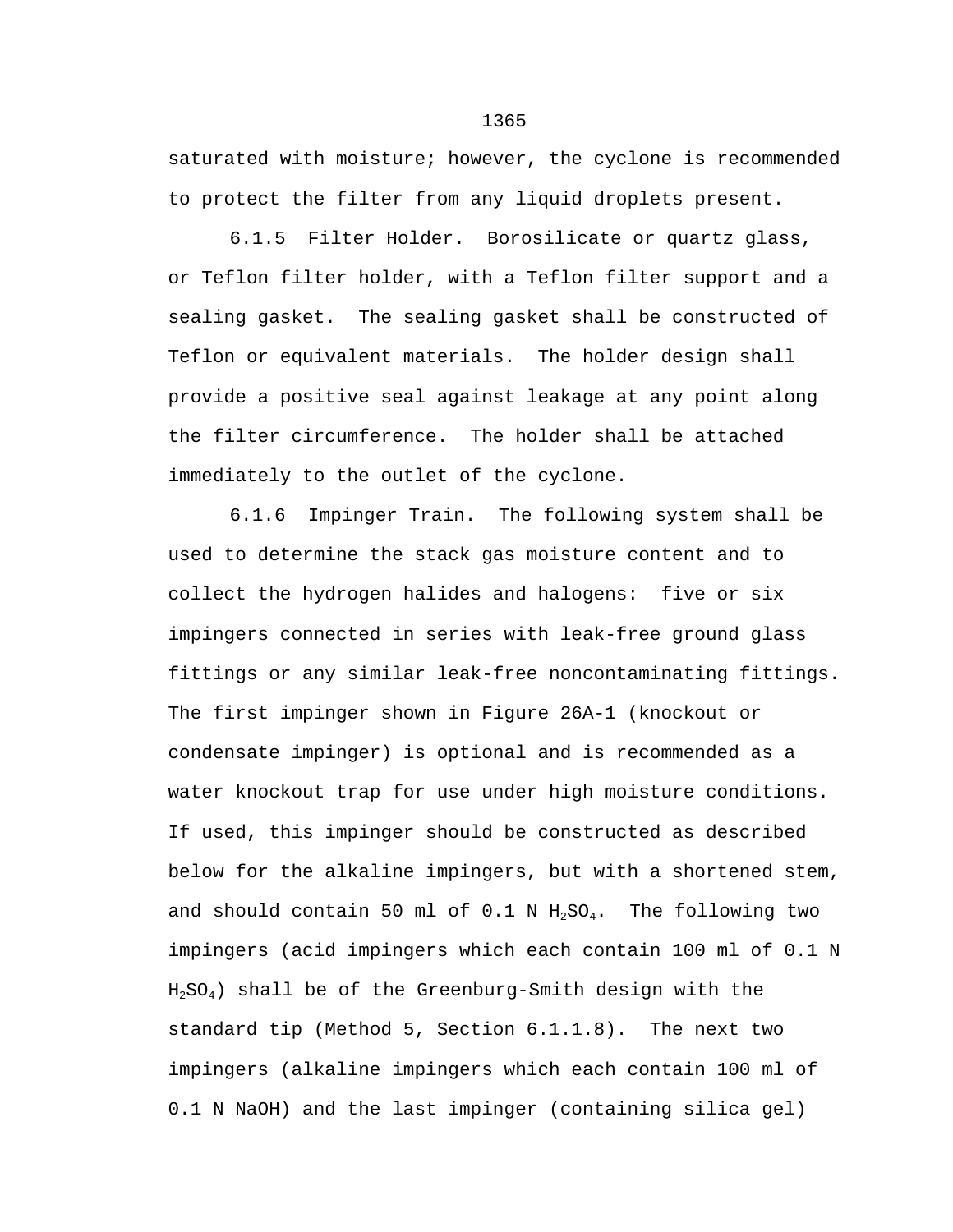saturated with moisture; however, the cyclone is recommended to protect the filter from any liquid droplets present.

6.1.5 Filter Holder. Borosilicate or quartz glass, or Teflon filter holder, with a Teflon filter support and a sealing gasket. The sealing gasket shall be constructed of Teflon or equivalent materials. The holder design shall provide a positive seal against leakage at any point along the filter circumference. The holder shall be attached immediately to the outlet of the cyclone.

6.1.6 Impinger Train. The following system shall be used to determine the stack gas moisture content and to collect the hydrogen halides and halogens: five or six impingers connected in series with leak-free ground glass fittings or any similar leak-free noncontaminating fittings. The first impinger shown in Figure 26A-1 (knockout or condensate impinger) is optional and is recommended as a water knockout trap for use under high moisture conditions. If used, this impinger should be constructed as described below for the alkaline impingers, but with a shortened stem, and should contain 50 ml of 0.1 N $H_2SO_4$. The following two impingers (acid impingers which each contain 100 ml of 0.1 N $H_2SO_4$) shall be of the Greenburg-Smith design with the standard tip (Method 5, Section 6.1.1.8). The next two impingers (alkaline impingers which each contain 100 ml of 0.1 N NaOH) and the last impinger (containing silica gel)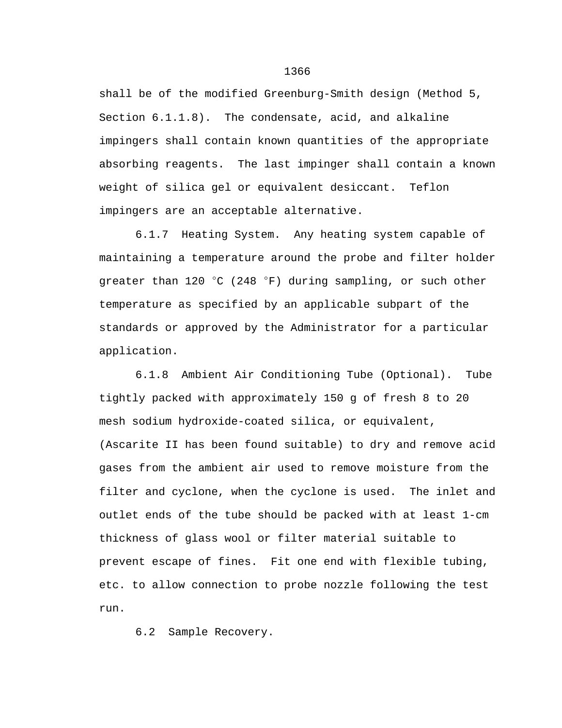shall be of the modified Greenburg-Smith design (Method 5, Section 6.1.1.8). The condensate, acid, and alkaline impingers shall contain known quantities of the appropriate absorbing reagents. The last impinger shall contain a known weight of silica gel or equivalent desiccant. Teflon impingers are an acceptable alternative.

6.1.7 Heating System. Any heating system capable of maintaining a temperature around the probe and filter holder greater than 120 °C (248 °F) during sampling, or such other temperature as specified by an applicable subpart of the standards or approved by the Administrator for a particular application.

6.1.8 Ambient Air Conditioning Tube (Optional). Tube tightly packed with approximately 150 g of fresh 8 to 20 mesh sodium hydroxide-coated silica, or equivalent, (Ascarite II has been found suitable) to dry and remove acid gases from the ambient air used to remove moisture from the filter and cyclone, when the cyclone is used. The inlet and outlet ends of the tube should be packed with at least 1-cm thickness of glass wool or filter material suitable to prevent escape of fines. Fit one end with flexible tubing, etc. to allow connection to probe nozzle following the test run.

6.2 Sample Recovery.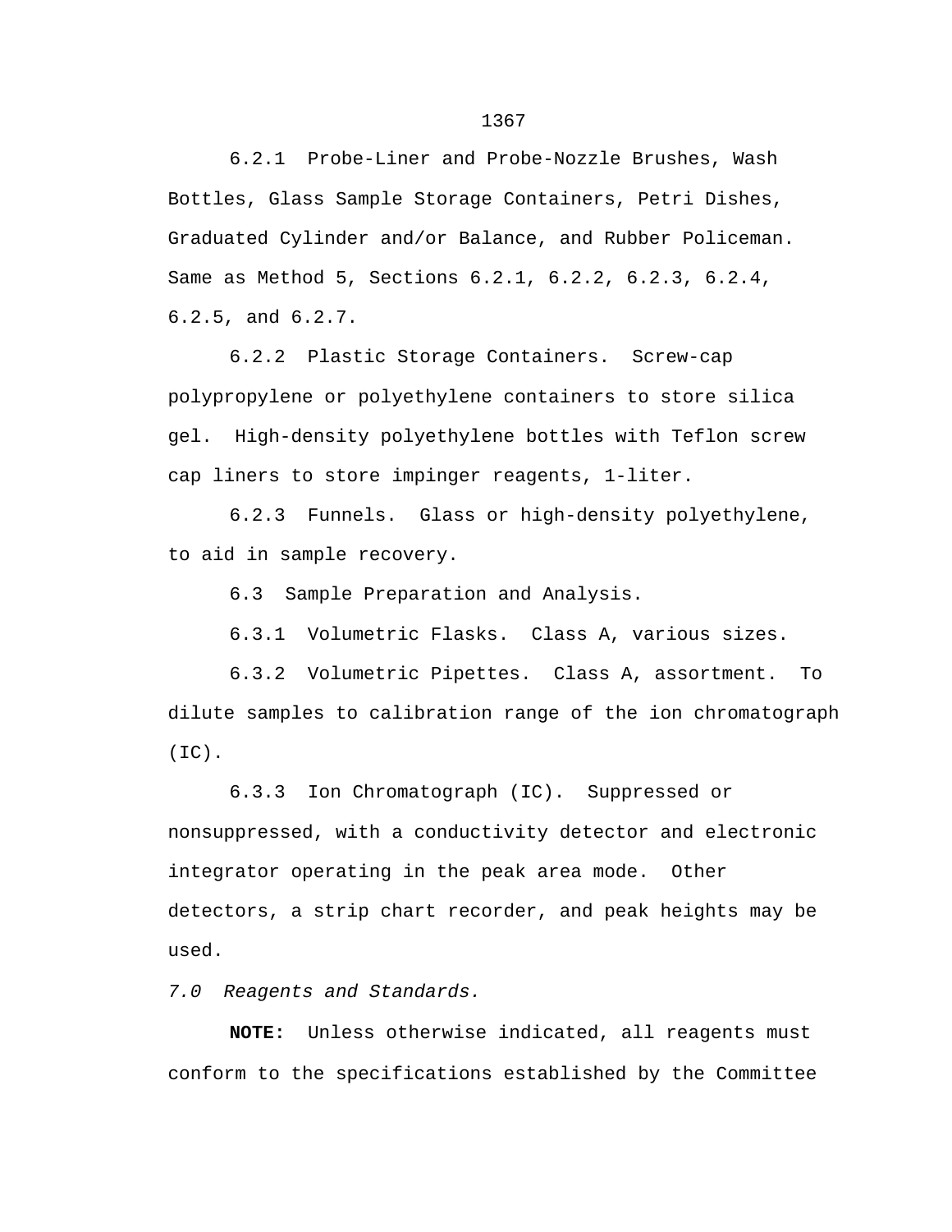6.2.1 Probe-Liner and Probe-Nozzle Brushes, Wash Bottles, Glass Sample Storage Containers, Petri Dishes, Graduated Cylinder and/or Balance, and Rubber Policeman. Same as Method 5, Sections 6.2.1, 6.2.2, 6.2.3, 6.2.4, 6.2.5, and 6.2.7.

6.2.2 Plastic Storage Containers. Screw-cap polypropylene or polyethylene containers to store silica gel. High-density polyethylene bottles with Teflon screw cap liners to store impinger reagents, 1-liter.

6.2.3 Funnels. Glass or high-density polyethylene, to aid in sample recovery.

6.3 Sample Preparation and Analysis.

6.3.1 Volumetric Flasks. Class A, various sizes.

6.3.2 Volumetric Pipettes. Class A, assortment. To dilute samples to calibration range of the ion chromatograph (IC).

6.3.3 Ion Chromatograph (IC). Suppressed or nonsuppressed, with a conductivity detector and electronic integrator operating in the peak area mode. Other detectors, a strip chart recorder, and peak heights may be used.

*7.0 Reagents and Standards.*

**NOTE:** Unless otherwise indicated, all reagents must conform to the specifications established by the Committee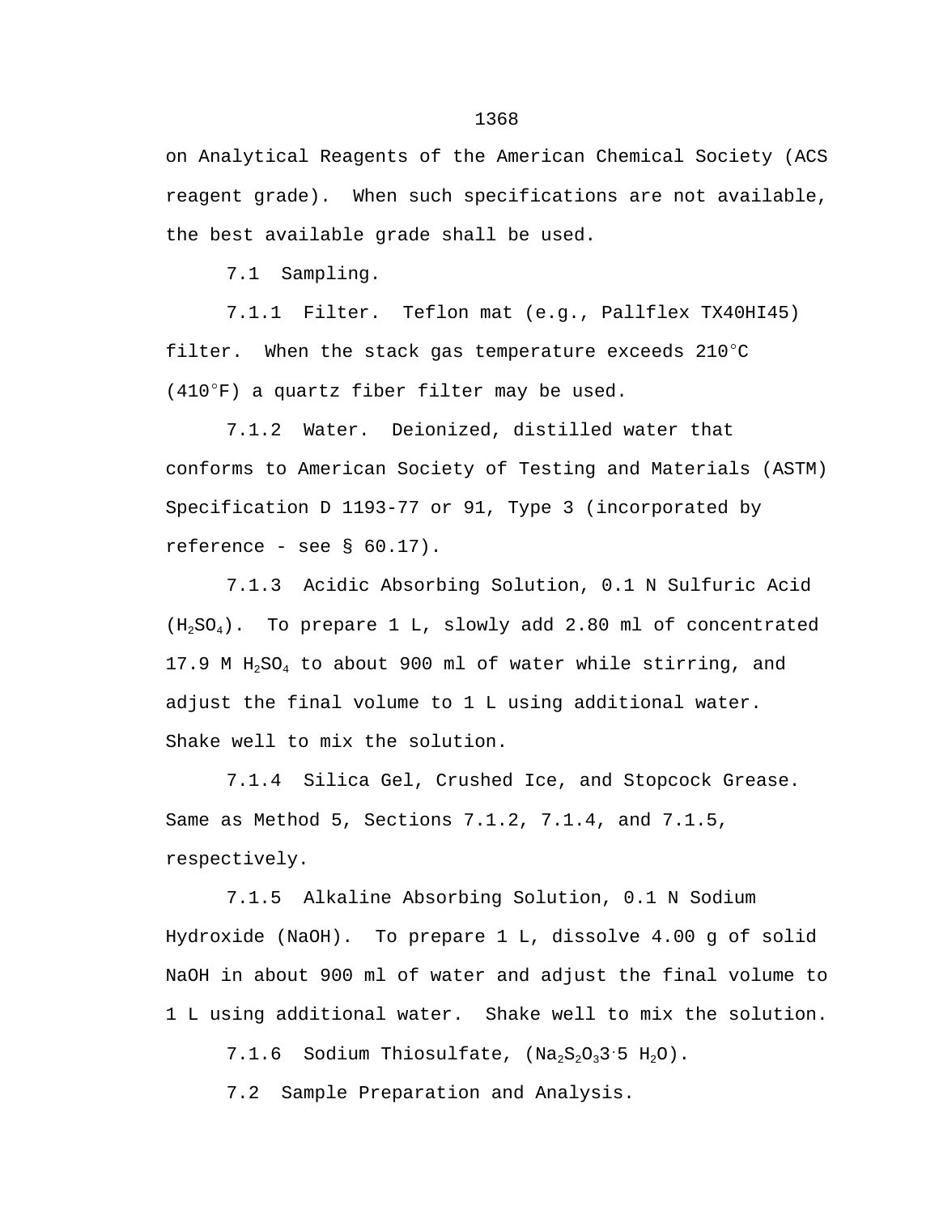on Analytical Reagents of the American Chemical Society (ACS reagent grade). When such specifications are not available, the best available grade shall be used.

7.1 Sampling.

7.1.1 Filter. Teflon mat (e.g., Pallflex TX40HI45) filter. When the stack gas temperature exceeds 210°C (410°F) a quartz fiber filter may be used.

7.1.2 Water. Deionized, distilled water that conforms to American Society of Testing and Materials (ASTM) Specification D 1193-77 or 91, Type 3 (incorporated by reference - see § 60.17).

7.1.3 Acidic Absorbing Solution, 0.1 N Sulfuric Acid ($H_2SO_4$). To prepare 1 L, slowly add 2.80 ml of concentrated 17.9 M $H_2SO_4$ to about 900 ml of water while stirring, and adjust the final volume to 1 L using additional water. Shake well to mix the solution.

7.1.4 Silica Gel, Crushed Ice, and Stopcock Grease. Same as Method 5, Sections 7.1.2, 7.1.4, and 7.1.5, respectively.

7.1.5 Alkaline Absorbing Solution, 0.1 N Sodium Hydroxide (NaOH). To prepare 1 L, dissolve 4.00 g of solid NaOH in about 900 ml of water and adjust the final volume to 1 L using additional water. Shake well to mix the solution.

7.1.6 Sodium Thiosulfate, ($Na_2S_2O_3 3 \cdot 5\ H_2O$).

7.2 Sample Preparation and Analysis.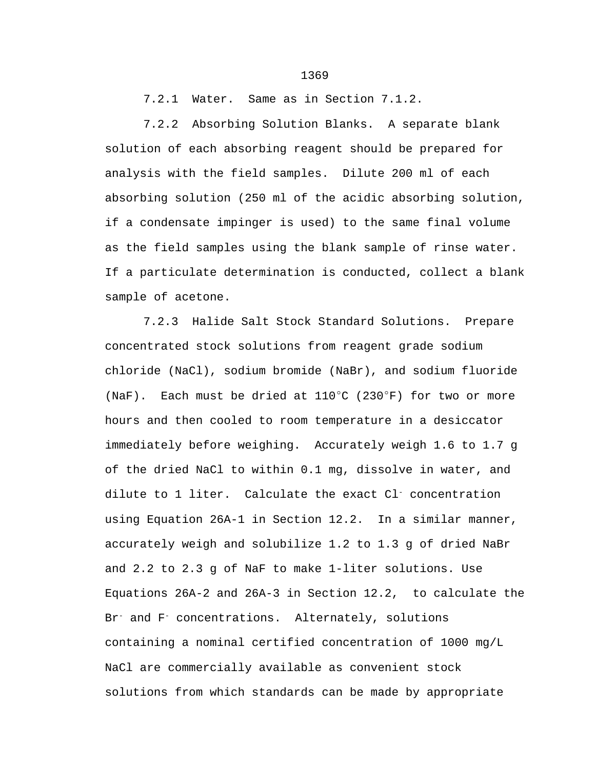7.2.1 Water. Same as in Section 7.1.2.

7.2.2 Absorbing Solution Blanks. A separate blank solution of each absorbing reagent should be prepared for analysis with the field samples. Dilute 200 ml of each absorbing solution (250 ml of the acidic absorbing solution, if a condensate impinger is used) to the same final volume as the field samples using the blank sample of rinse water. If a particulate determination is conducted, collect a blank sample of acetone.

7.2.3 Halide Salt Stock Standard Solutions. Prepare concentrated stock solutions from reagent grade sodium chloride (NaCl), sodium bromide (NaBr), and sodium fluoride (NaF). Each must be dried at 110°C (230°F) for two or more hours and then cooled to room temperature in a desiccator immediately before weighing. Accurately weigh 1.6 to 1.7 g of the dried NaCl to within 0.1 mg, dissolve in water, and dilute to 1 liter. Calculate the exact $Cl^-$ concentration using Equation 26A-1 in Section 12.2. In a similar manner, accurately weigh and solubilize 1.2 to 1.3 g of dried NaBr and 2.2 to 2.3 g of NaF to make 1-liter solutions. Use Equations 26A-2 and 26A-3 in Section 12.2, to calculate the $Br^-$ and $F^-$ concentrations. Alternately, solutions containing a nominal certified concentration of 1000 mg/L NaCl are commercially available as convenient stock solutions from which standards can be made by appropriate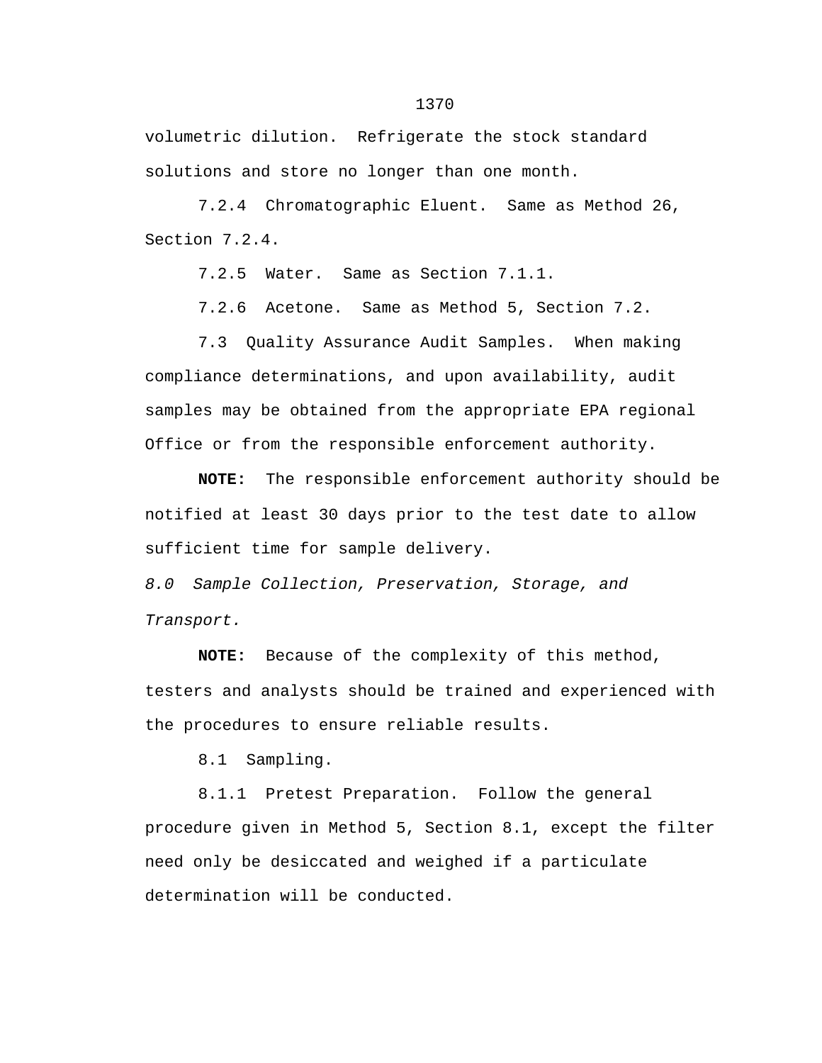volumetric dilution. Refrigerate the stock standard solutions and store no longer than one month.

7.2.4 Chromatographic Eluent. Same as Method 26, Section 7.2.4.

7.2.5 Water. Same as Section 7.1.1.

7.2.6 Acetone. Same as Method 5, Section 7.2.

7.3 Quality Assurance Audit Samples. When making compliance determinations, and upon availability, audit samples may be obtained from the appropriate EPA regional Office or from the responsible enforcement authority.

**NOTE:** The responsible enforcement authority should be notified at least 30 days prior to the test date to allow sufficient time for sample delivery.

*8.0 Sample Collection, Preservation, Storage, and Transport.*

**NOTE:** Because of the complexity of this method, testers and analysts should be trained and experienced with the procedures to ensure reliable results.

8.1 Sampling.

8.1.1 Pretest Preparation. Follow the general procedure given in Method 5, Section 8.1, except the filter need only be desiccated and weighed if a particulate determination will be conducted.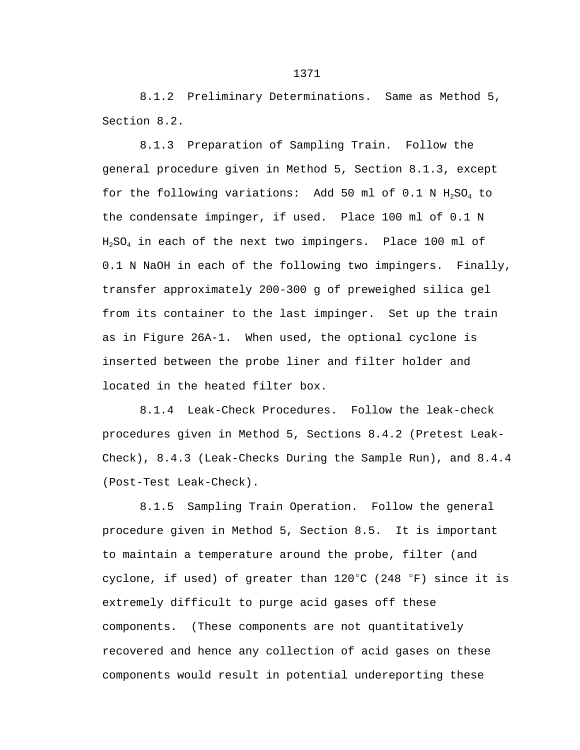8.1.2 Preliminary Determinations. Same as Method 5, Section 8.2.

8.1.3 Preparation of Sampling Train. Follow the general procedure given in Method 5, Section 8.1.3, except for the following variations: Add 50 ml of 0.1 N $H_2SO_4$ to the condensate impinger, if used. Place 100 ml of 0.1 N $H_2SO_4$ in each of the next two impingers. Place 100 ml of 0.1 N NaOH in each of the following two impingers. Finally, transfer approximately 200-300 g of preweighed silica gel from its container to the last impinger. Set up the train as in Figure 26A-1. When used, the optional cyclone is inserted between the probe liner and filter holder and located in the heated filter box.

8.1.4 Leak-Check Procedures. Follow the leak-check procedures given in Method 5, Sections 8.4.2 (Pretest Leak-Check), 8.4.3 (Leak-Checks During the Sample Run), and 8.4.4 (Post-Test Leak-Check).

8.1.5 Sampling Train Operation. Follow the general procedure given in Method 5, Section 8.5. It is important to maintain a temperature around the probe, filter (and cyclone, if used) of greater than 120°C (248 °F) since it is extremely difficult to purge acid gases off these components. (These components are not quantitatively recovered and hence any collection of acid gases on these components would result in potential underreporting these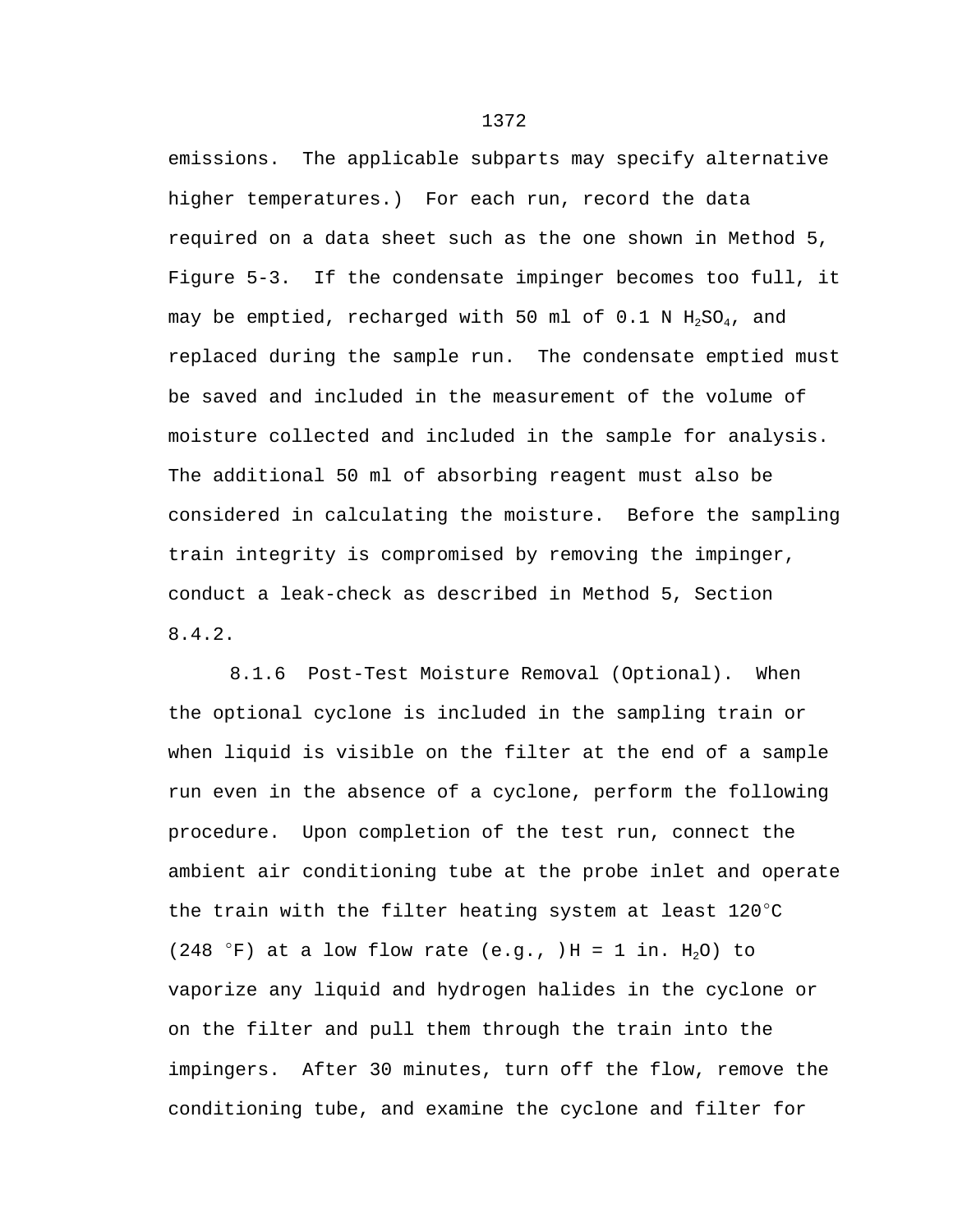emissions. The applicable subparts may specify alternative higher temperatures.) For each run, record the data required on a data sheet such as the one shown in Method 5, Figure 5-3. If the condensate impinger becomes too full, it may be emptied, recharged with 50 ml of 0.1 N $H_2SO_4$, and replaced during the sample run. The condensate emptied must be saved and included in the measurement of the volume of moisture collected and included in the sample for analysis. The additional 50 ml of absorbing reagent must also be considered in calculating the moisture. Before the sampling train integrity is compromised by removing the impinger, conduct a leak-check as described in Method 5, Section 8.4.2.

8.1.6 Post-Test Moisture Removal (Optional). When the optional cyclone is included in the sampling train or when liquid is visible on the filter at the end of a sample run even in the absence of a cyclone, perform the following procedure. Upon completion of the test run, connect the ambient air conditioning tube at the probe inlet and operate the train with the filter heating system at least 120°C (248 °F) at a low flow rate (e.g., $\Delta H$ = 1 in. $H_2O$) to vaporize any liquid and hydrogen halides in the cyclone or on the filter and pull them through the train into the impingers. After 30 minutes, turn off the flow, remove the conditioning tube, and examine the cyclone and filter for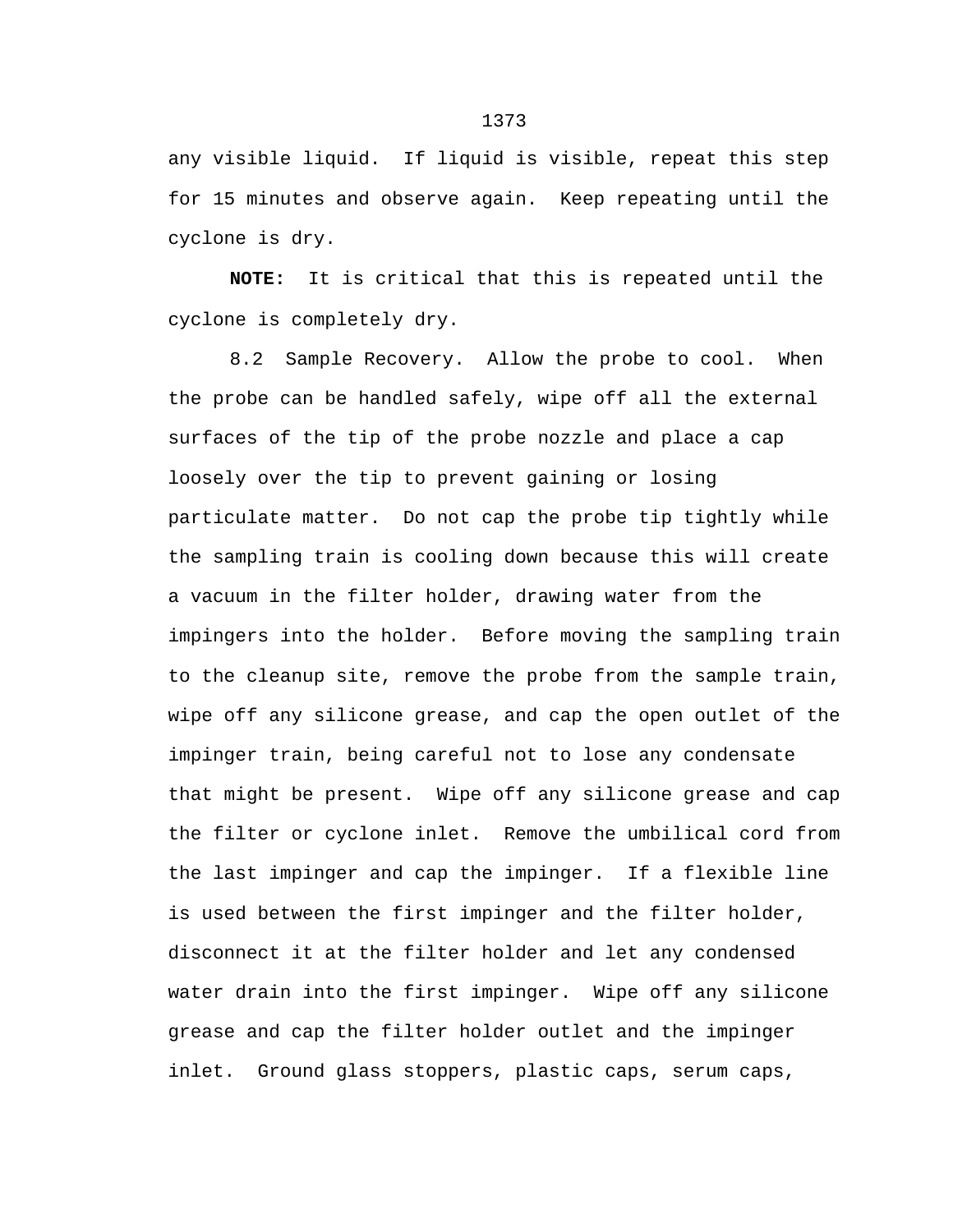any visible liquid.  If liquid is visible, repeat this step for 15 minutes and observe again.  Keep repeating until the cyclone is dry.

**NOTE:** It is critical that this is repeated until the cyclone is completely dry.

8.2  Sample Recovery.  Allow the probe to cool.  When the probe can be handled safely, wipe off all the external surfaces of the tip of the probe nozzle and place a cap loosely over the tip to prevent gaining or losing particulate matter.  Do not cap the probe tip tightly while the sampling train is cooling down because this will create a vacuum in the filter holder, drawing water from the impingers into the holder.  Before moving the sampling train to the cleanup site, remove the probe from the sample train, wipe off any silicone grease, and cap the open outlet of the impinger train, being careful not to lose any condensate that might be present.  Wipe off any silicone grease and cap the filter or cyclone inlet.  Remove the umbilical cord from the last impinger and cap the impinger.  If a flexible line is used between the first impinger and the filter holder, disconnect it at the filter holder and let any condensed water drain into the first impinger.  Wipe off any silicone grease and cap the filter holder outlet and the impinger inlet.  Ground glass stoppers, plastic caps, serum caps,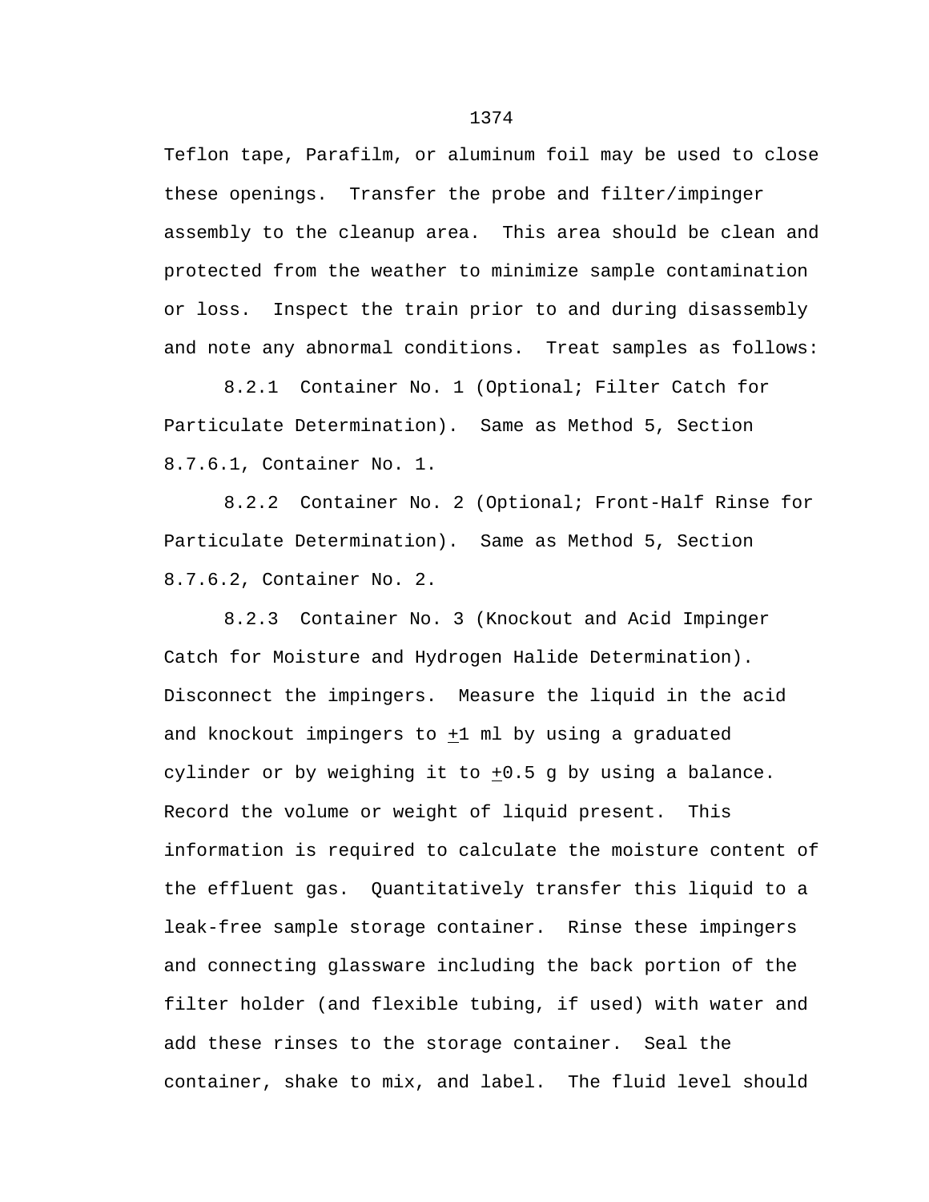Teflon tape, Parafilm, or aluminum foil may be used to close these openings. Transfer the probe and filter/impinger assembly to the cleanup area. This area should be clean and protected from the weather to minimize sample contamination or loss. Inspect the train prior to and during disassembly and note any abnormal conditions. Treat samples as follows:

8.2.1 Container No. 1 (Optional; Filter Catch for Particulate Determination). Same as Method 5, Section 8.7.6.1, Container No. 1.

8.2.2 Container No. 2 (Optional; Front-Half Rinse for Particulate Determination). Same as Method 5, Section 8.7.6.2, Container No. 2.

8.2.3 Container No. 3 (Knockout and Acid Impinger Catch for Moisture and Hydrogen Halide Determination). Disconnect the impingers. Measure the liquid in the acid and knockout impingers to ±1 ml by using a graduated cylinder or by weighing it to ±0.5 g by using a balance. Record the volume or weight of liquid present. This information is required to calculate the moisture content of the effluent gas. Quantitatively transfer this liquid to a leak-free sample storage container. Rinse these impingers and connecting glassware including the back portion of the filter holder (and flexible tubing, if used) with water and add these rinses to the storage container. Seal the container, shake to mix, and label. The fluid level should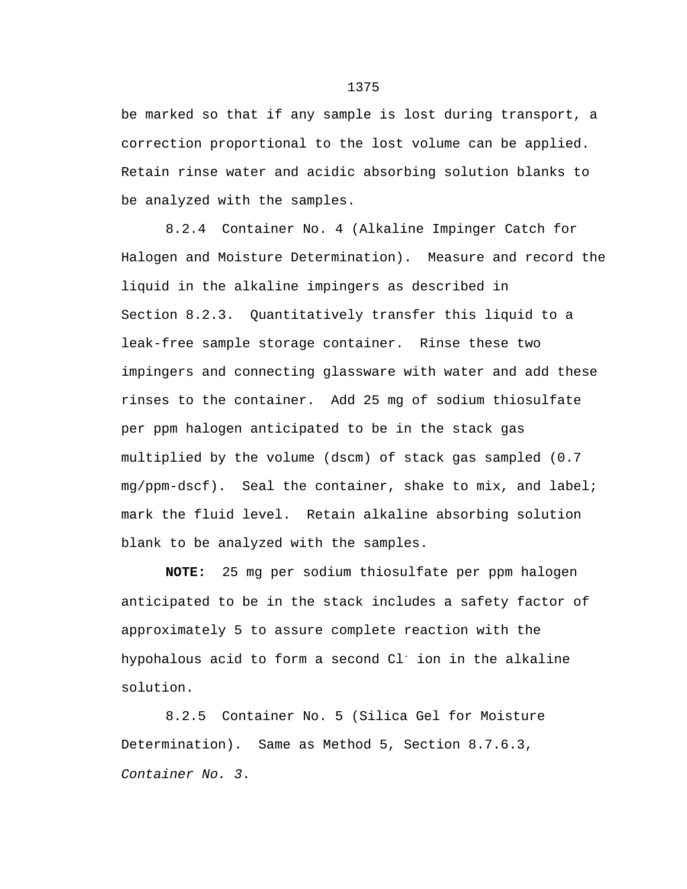be marked so that if any sample is lost during transport, a correction proportional to the lost volume can be applied. Retain rinse water and acidic absorbing solution blanks to be analyzed with the samples.

8.2.4 Container No. 4 (Alkaline Impinger Catch for Halogen and Moisture Determination). Measure and record the liquid in the alkaline impingers as described in Section 8.2.3. Quantitatively transfer this liquid to a leak-free sample storage container. Rinse these two impingers and connecting glassware with water and add these rinses to the container. Add 25 mg of sodium thiosulfate per ppm halogen anticipated to be in the stack gas multiplied by the volume (dscm) of stack gas sampled (0.7 mg/ppm-dscf). Seal the container, shake to mix, and label; mark the fluid level. Retain alkaline absorbing solution blank to be analyzed with the samples.

**NOTE:** 25 mg per sodium thiosulfate per ppm halogen anticipated to be in the stack includes a safety factor of approximately 5 to assure complete reaction with the hypohalous acid to form a second $Cl^-$ ion in the alkaline solution.

8.2.5 Container No. 5 (Silica Gel for Moisture Determination). Same as Method 5, Section 8.7.6.3, *Container No. 3*.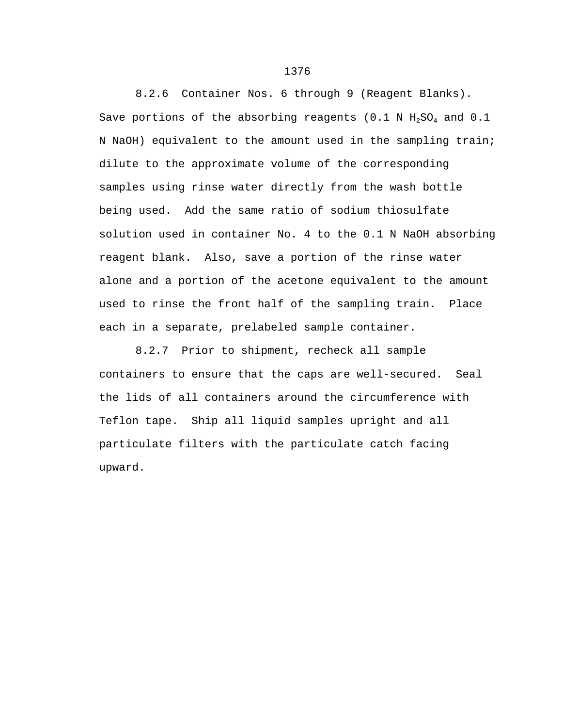8.2.6 Container Nos. 6 through 9 (Reagent Blanks). Save portions of the absorbing reagents (0.1 N $H_2SO_4$ and 0.1 N NaOH) equivalent to the amount used in the sampling train; dilute to the approximate volume of the corresponding samples using rinse water directly from the wash bottle being used. Add the same ratio of sodium thiosulfate solution used in container No. 4 to the 0.1 N NaOH absorbing reagent blank. Also, save a portion of the rinse water alone and a portion of the acetone equivalent to the amount used to rinse the front half of the sampling train. Place each in a separate, prelabeled sample container.

8.2.7 Prior to shipment, recheck all sample containers to ensure that the caps are well-secured. Seal the lids of all containers around the circumference with Teflon tape. Ship all liquid samples upright and all particulate filters with the particulate catch facing upward.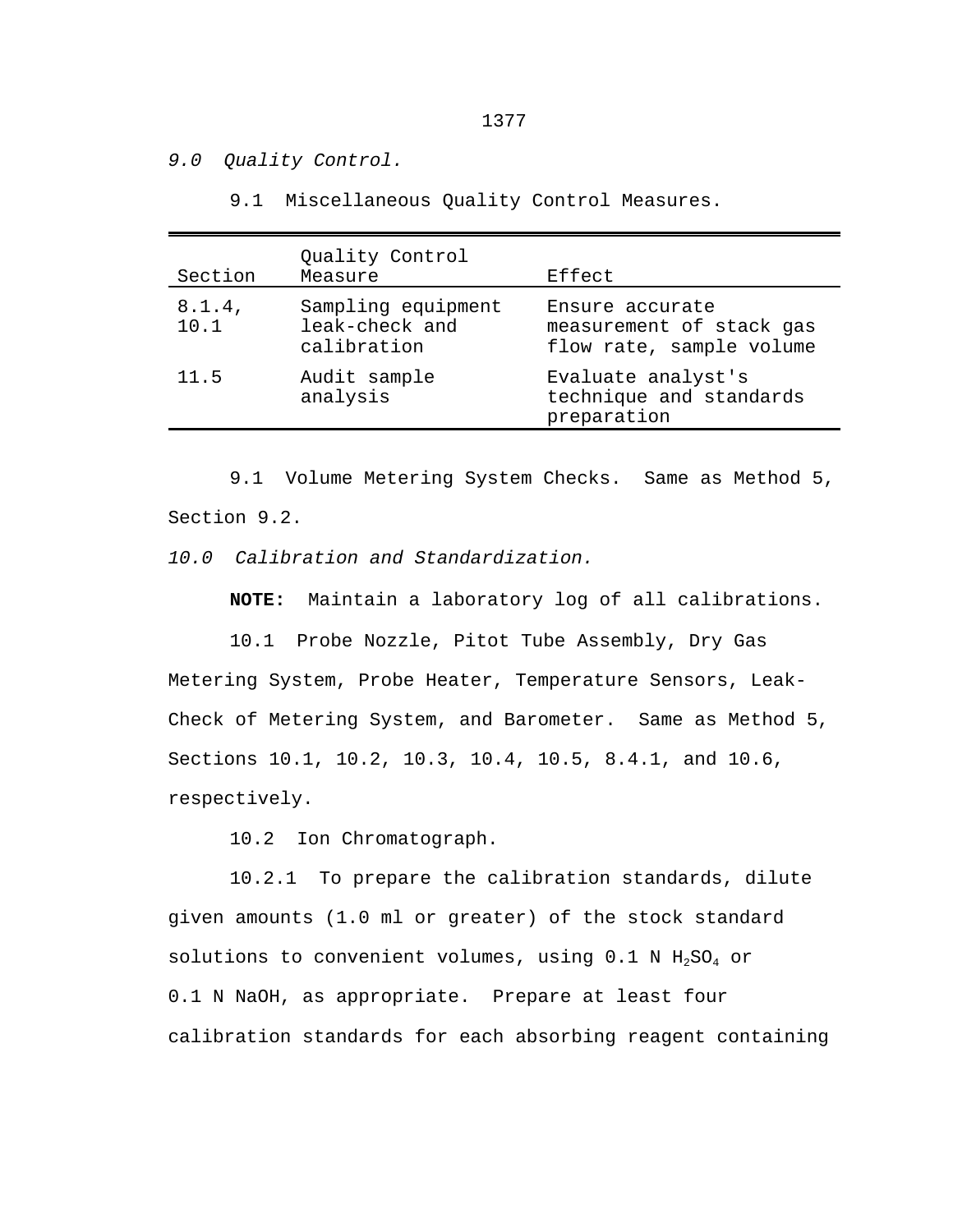*9.0 Quality Control.*

9.1 Miscellaneous Quality Control Measures.

| Section | Quality Control Measure | Effect |
|---|---|---|
| 8.1.4, 10.1 | Sampling equipment leak-check and calibration | Ensure accurate measurement of stack gas flow rate, sample volume |
| 11.5 | Audit sample analysis | Evaluate analyst's technique and standards preparation |

9.1 Volume Metering System Checks. Same as Method 5, Section 9.2.

*10.0 Calibration and Standardization.*

**NOTE:** Maintain a laboratory log of all calibrations.

10.1 Probe Nozzle, Pitot Tube Assembly, Dry Gas Metering System, Probe Heater, Temperature Sensors, Leak-Check of Metering System, and Barometer. Same as Method 5, Sections 10.1, 10.2, 10.3, 10.4, 10.5, 8.4.1, and 10.6, respectively.

10.2 Ion Chromatograph.

10.2.1 To prepare the calibration standards, dilute given amounts (1.0 ml or greater) of the stock standard solutions to convenient volumes, using 0.1 N $H_2SO_4$ or 0.1 N NaOH, as appropriate. Prepare at least four calibration standards for each absorbing reagent containing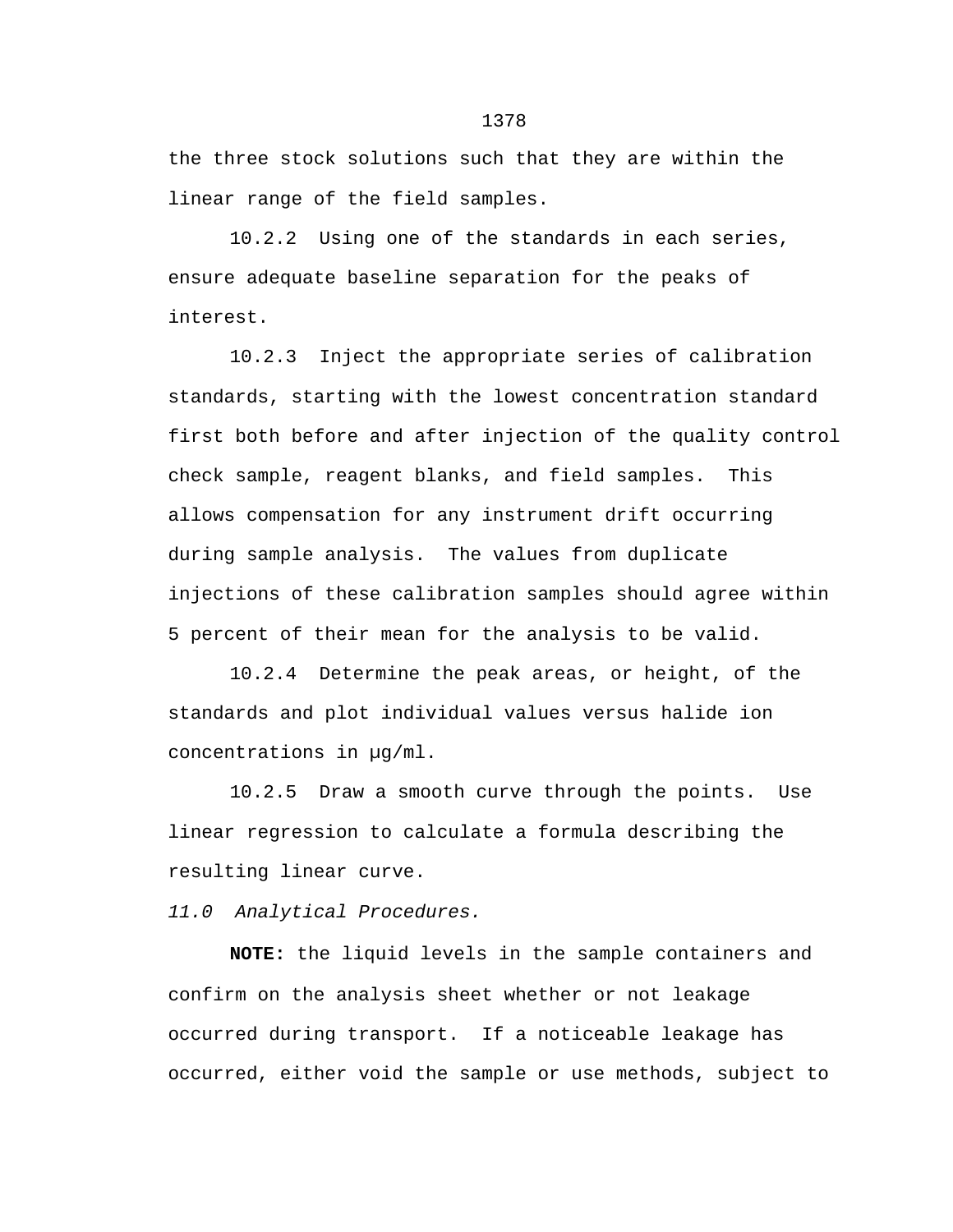the three stock solutions such that they are within the linear range of the field samples.

10.2.2 Using one of the standards in each series, ensure adequate baseline separation for the peaks of interest.

10.2.3 Inject the appropriate series of calibration standards, starting with the lowest concentration standard first both before and after injection of the quality control check sample, reagent blanks, and field samples. This allows compensation for any instrument drift occurring during sample analysis. The values from duplicate injections of these calibration samples should agree within 5 percent of their mean for the analysis to be valid.

10.2.4 Determine the peak areas, or height, of the standards and plot individual values versus halide ion concentrations in µg/ml.

10.2.5 Draw a smooth curve through the points. Use linear regression to calculate a formula describing the resulting linear curve.

*11.0 Analytical Procedures.*

**NOTE:** the liquid levels in the sample containers and confirm on the analysis sheet whether or not leakage occurred during transport. If a noticeable leakage has occurred, either void the sample or use methods, subject to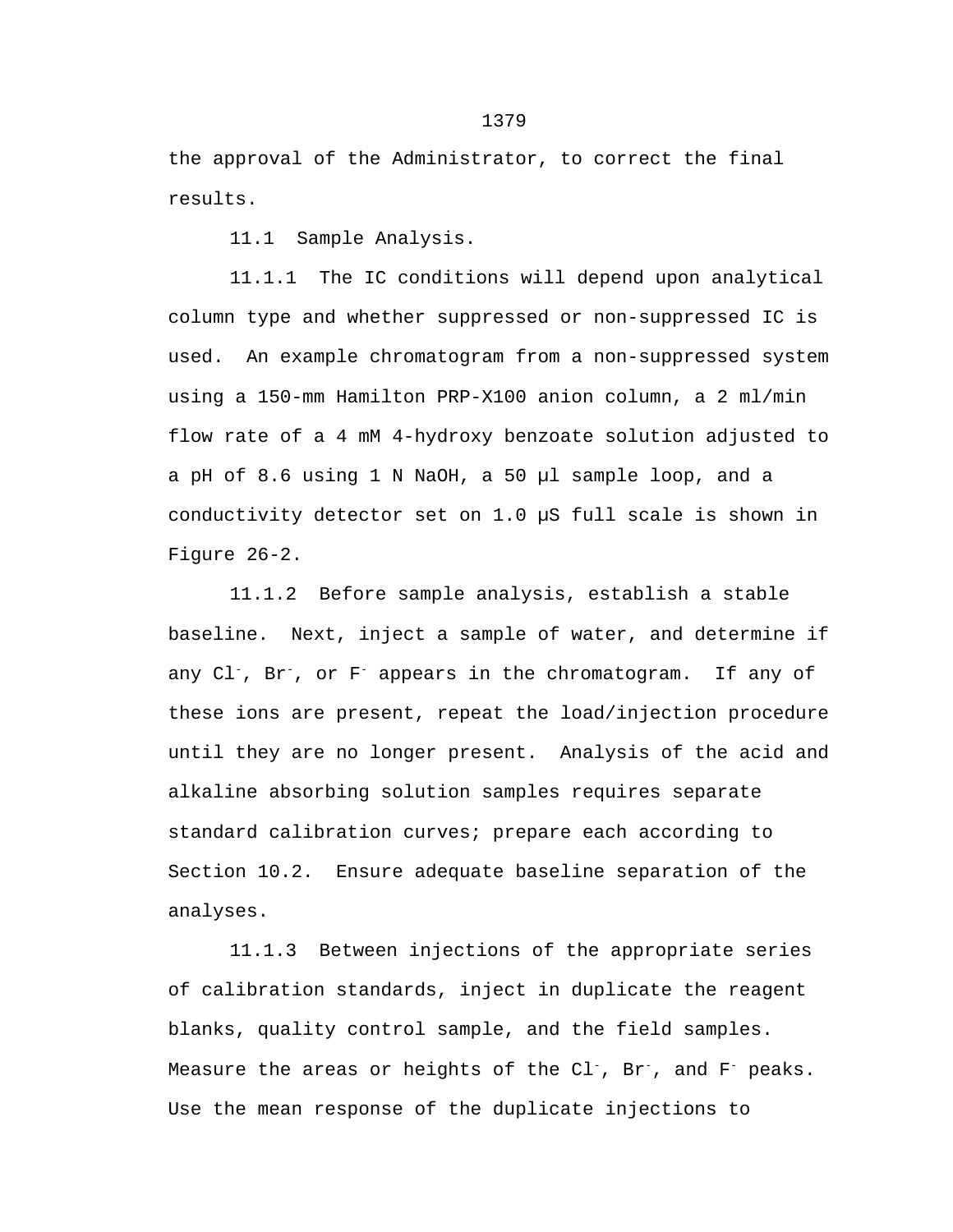the approval of the Administrator, to correct the final results.

11.1 Sample Analysis.

11.1.1 The IC conditions will depend upon analytical column type and whether suppressed or non-suppressed IC is used. An example chromatogram from a non-suppressed system using a 150-mm Hamilton PRP-X100 anion column, a 2 ml/min flow rate of a 4 mM 4-hydroxy benzoate solution adjusted to a pH of 8.6 using 1 N NaOH, a 50 µl sample loop, and a conductivity detector set on 1.0 µS full scale is shown in Figure 26-2.

11.1.2 Before sample analysis, establish a stable baseline. Next, inject a sample of water, and determine if any $Cl^-$, $Br^-$, or $F^-$ appears in the chromatogram. If any of these ions are present, repeat the load/injection procedure until they are no longer present. Analysis of the acid and alkaline absorbing solution samples requires separate standard calibration curves; prepare each according to Section 10.2. Ensure adequate baseline separation of the analyses.

11.1.3 Between injections of the appropriate series of calibration standards, inject in duplicate the reagent blanks, quality control sample, and the field samples. Measure the areas or heights of the $Cl^-$, $Br^-$, and $F^-$ peaks. Use the mean response of the duplicate injections to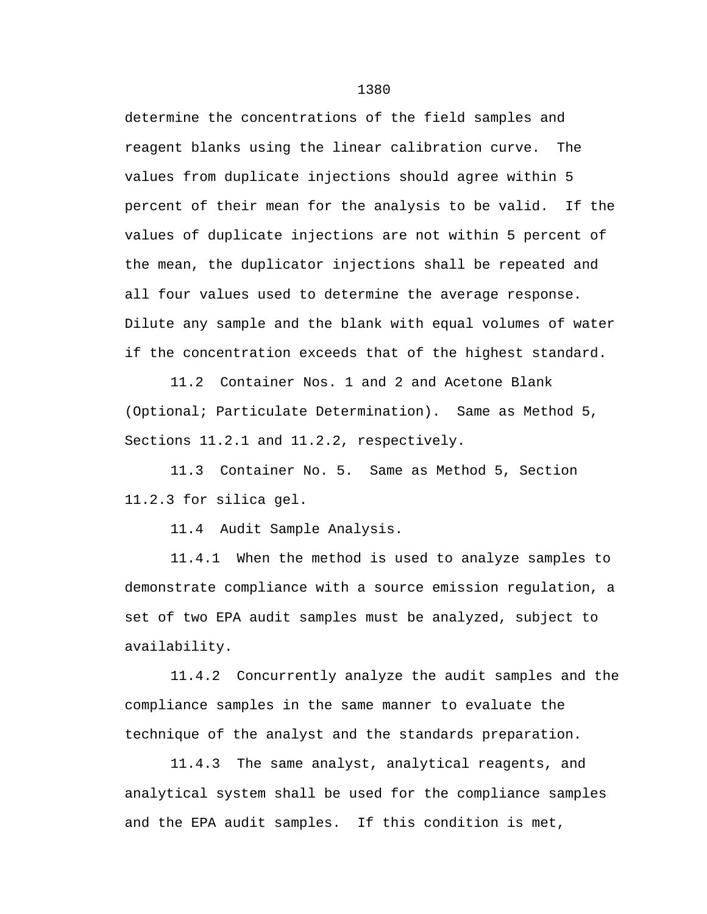determine the concentrations of the field samples and reagent blanks using the linear calibration curve. The values from duplicate injections should agree within 5 percent of their mean for the analysis to be valid. If the values of duplicate injections are not within 5 percent of the mean, the duplicator injections shall be repeated and all four values used to determine the average response. Dilute any sample and the blank with equal volumes of water if the concentration exceeds that of the highest standard.

11.2 Container Nos. 1 and 2 and Acetone Blank (Optional; Particulate Determination). Same as Method 5, Sections 11.2.1 and 11.2.2, respectively.

11.3 Container No. 5. Same as Method 5, Section 11.2.3 for silica gel.

11.4 Audit Sample Analysis.

11.4.1 When the method is used to analyze samples to demonstrate compliance with a source emission regulation, a set of two EPA audit samples must be analyzed, subject to availability.

11.4.2 Concurrently analyze the audit samples and the compliance samples in the same manner to evaluate the technique of the analyst and the standards preparation.

11.4.3 The same analyst, analytical reagents, and analytical system shall be used for the compliance samples and the EPA audit samples. If this condition is met,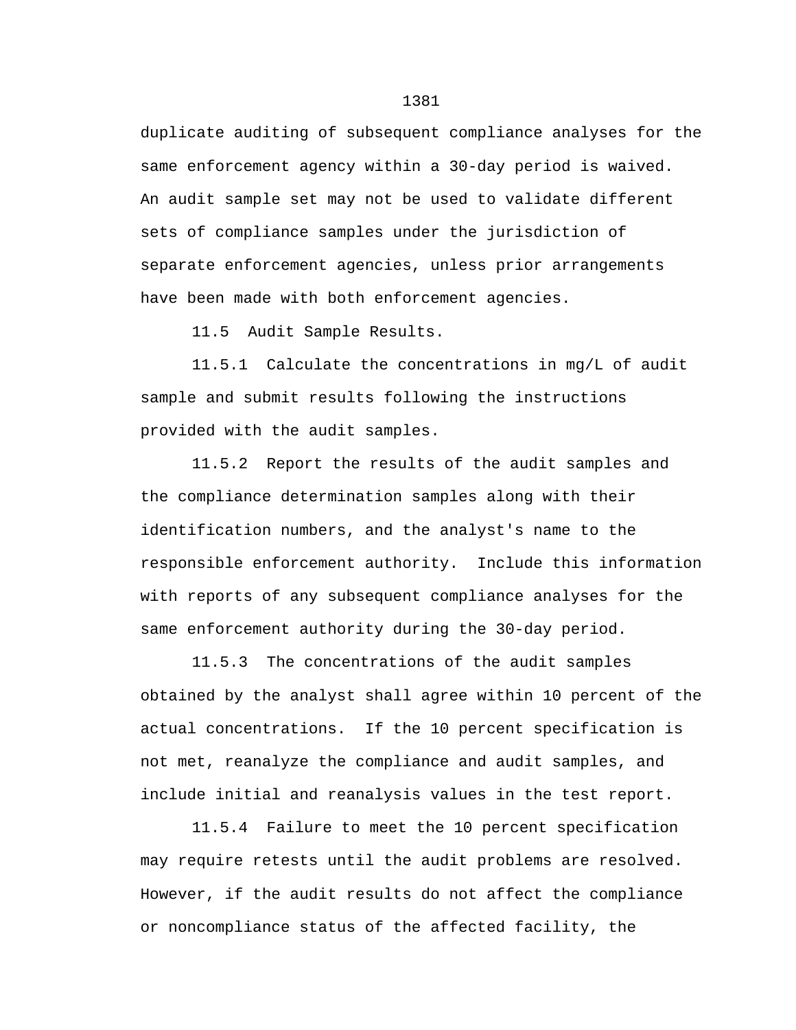duplicate auditing of subsequent compliance analyses for the same enforcement agency within a 30-day period is waived. An audit sample set may not be used to validate different sets of compliance samples under the jurisdiction of separate enforcement agencies, unless prior arrangements have been made with both enforcement agencies.

11.5 Audit Sample Results.

11.5.1 Calculate the concentrations in mg/L of audit sample and submit results following the instructions provided with the audit samples.

11.5.2 Report the results of the audit samples and the compliance determination samples along with their identification numbers, and the analyst's name to the responsible enforcement authority. Include this information with reports of any subsequent compliance analyses for the same enforcement authority during the 30-day period.

11.5.3 The concentrations of the audit samples obtained by the analyst shall agree within 10 percent of the actual concentrations. If the 10 percent specification is not met, reanalyze the compliance and audit samples, and include initial and reanalysis values in the test report.

11.5.4 Failure to meet the 10 percent specification may require retests until the audit problems are resolved. However, if the audit results do not affect the compliance or noncompliance status of the affected facility, the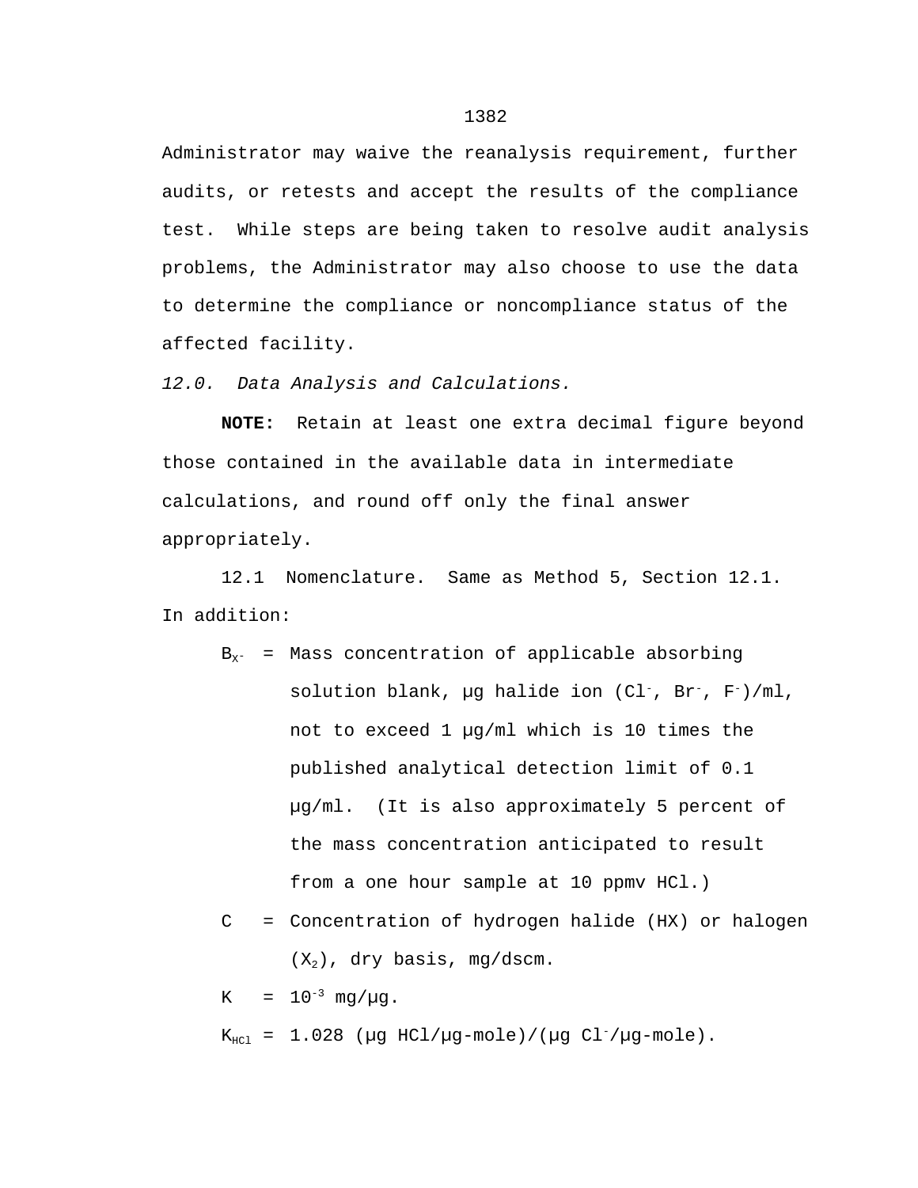Administrator may waive the reanalysis requirement, further audits, or retests and accept the results of the compliance test. While steps are being taken to resolve audit analysis problems, the Administrator may also choose to use the data to determine the compliance or noncompliance status of the affected facility.

*12.0. Data Analysis and Calculations.*

**NOTE:** Retain at least one extra decimal figure beyond those contained in the available data in intermediate calculations, and round off only the final answer appropriately.

12.1 Nomenclature. Same as Method 5, Section 12.1. In addition:

$B_{X^-}$ = Mass concentration of applicable absorbing solution blank, µg halide ion ($Cl^-$, $Br^-$, $F^-$)/ml, not to exceed 1 µg/ml which is 10 times the published analytical detection limit of 0.1 µg/ml. (It is also approximately 5 percent of the mass concentration anticipated to result from a one hour sample at 10 ppmv HCl.)

C = Concentration of hydrogen halide (HX) or halogen ($X_2$), dry basis, mg/dscm.

K = $10^{-3}$ mg/µg.

$K_{HCl}$ = 1.028 (µg HCl/µg-mole)/(µg $Cl^-$/µg-mole).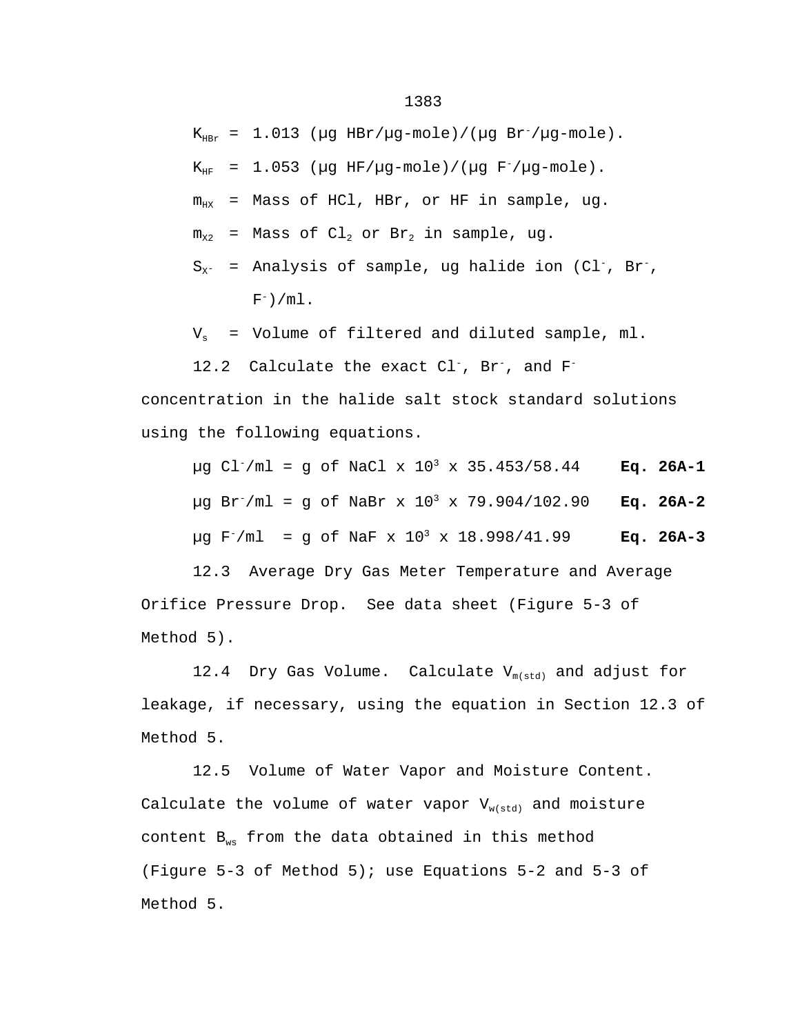$K_{HBr}$ = 1.013 (µg HBr/µg-mole)/(µg $Br^-$/µg-mole).

$K_{HF}$ = 1.053 (µg HF/µg-mole)/(µg $F^-$/µg-mole).

$m_{HX}$ = Mass of HCl, HBr, or HF in sample, ug.

$m_{X2}$ = Mass of $Cl_2$ or $Br_2$ in sample, ug.

$S_{X^-}$ = Analysis of sample, ug halide ion ($Cl^-$, $Br^-$, $F^-$)/ml.

$V_s$ = Volume of filtered and diluted sample, ml.

12.2 Calculate the exact $Cl^-$, $Br^-$, and $F^-$ concentration in the halide salt stock standard solutions using the following equations.

µg $Cl^-$/ml = g of NaCl x $10^3$ x 35.453/58.44 **Eq. 26A-1**

µg $Br^-$/ml = g of NaBr x $10^3$ x 79.904/102.90 **Eq. 26A-2**

µg $F^-$/ml = g of NaF x $10^3$ x 18.998/41.99 **Eq. 26A-3**

12.3 Average Dry Gas Meter Temperature and Average Orifice Pressure Drop. See data sheet (Figure 5-3 of Method 5).

12.4 Dry Gas Volume. Calculate $V_{m(std)}$ and adjust for leakage, if necessary, using the equation in Section 12.3 of Method 5.

12.5 Volume of Water Vapor and Moisture Content. Calculate the volume of water vapor $V_{w(std)}$ and moisture content $B_{ws}$ from the data obtained in this method (Figure 5-3 of Method 5); use Equations 5-2 and 5-3 of Method 5.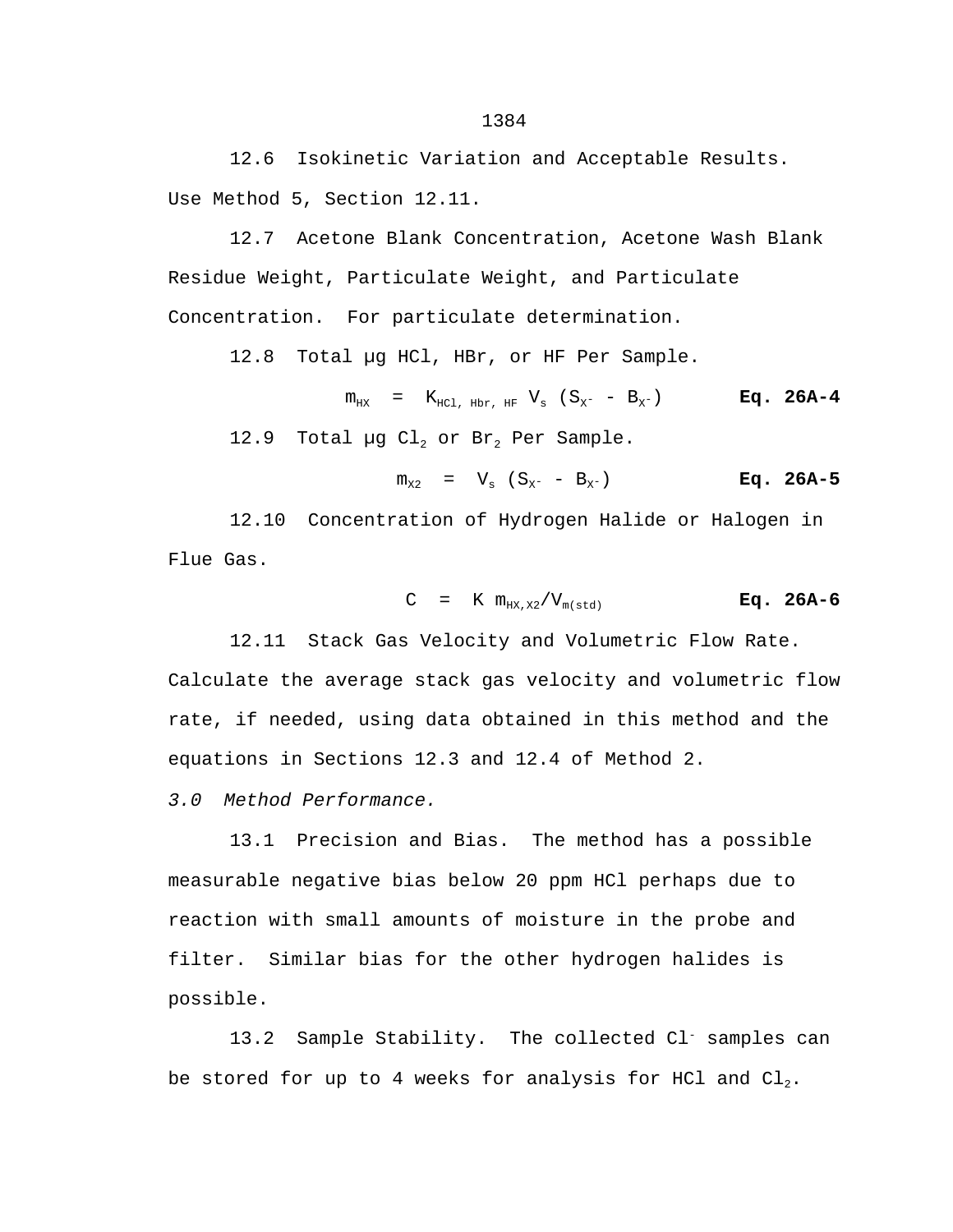12.6 Isokinetic Variation and Acceptable Results. Use Method 5, Section 12.11.

12.7 Acetone Blank Concentration, Acetone Wash Blank Residue Weight, Particulate Weight, and Particulate Concentration. For particulate determination.

12.8 Total µg HCl, HBr, or HF Per Sample.

$$m_{HX} = K_{HCl,\ Hbr,\ HF}\ V_s\ (S_{X^-} - B_{X^-}) \qquad \textbf{Eq. 26A-4}$$

12.9 Total µg $Cl_2$ or $Br_2$ Per Sample.

$$m_{X2} = V_s\ (S_{X^-} - B_{X^-}) \qquad \textbf{Eq. 26A-5}$$

12.10 Concentration of Hydrogen Halide or Halogen in Flue Gas.

$$C = K\ m_{HX,X2}/V_{m(std)} \qquad \textbf{Eq. 26A-6}$$

12.11 Stack Gas Velocity and Volumetric Flow Rate. Calculate the average stack gas velocity and volumetric flow rate, if needed, using data obtained in this method and the equations in Sections 12.3 and 12.4 of Method 2.

*3.0 Method Performance.*

13.1 Precision and Bias. The method has a possible measurable negative bias below 20 ppm HCl perhaps due to reaction with small amounts of moisture in the probe and filter. Similar bias for the other hydrogen halides is possible.

13.2 Sample Stability. The collected $Cl^-$ samples can be stored for up to 4 weeks for analysis for HCl and $Cl_2$.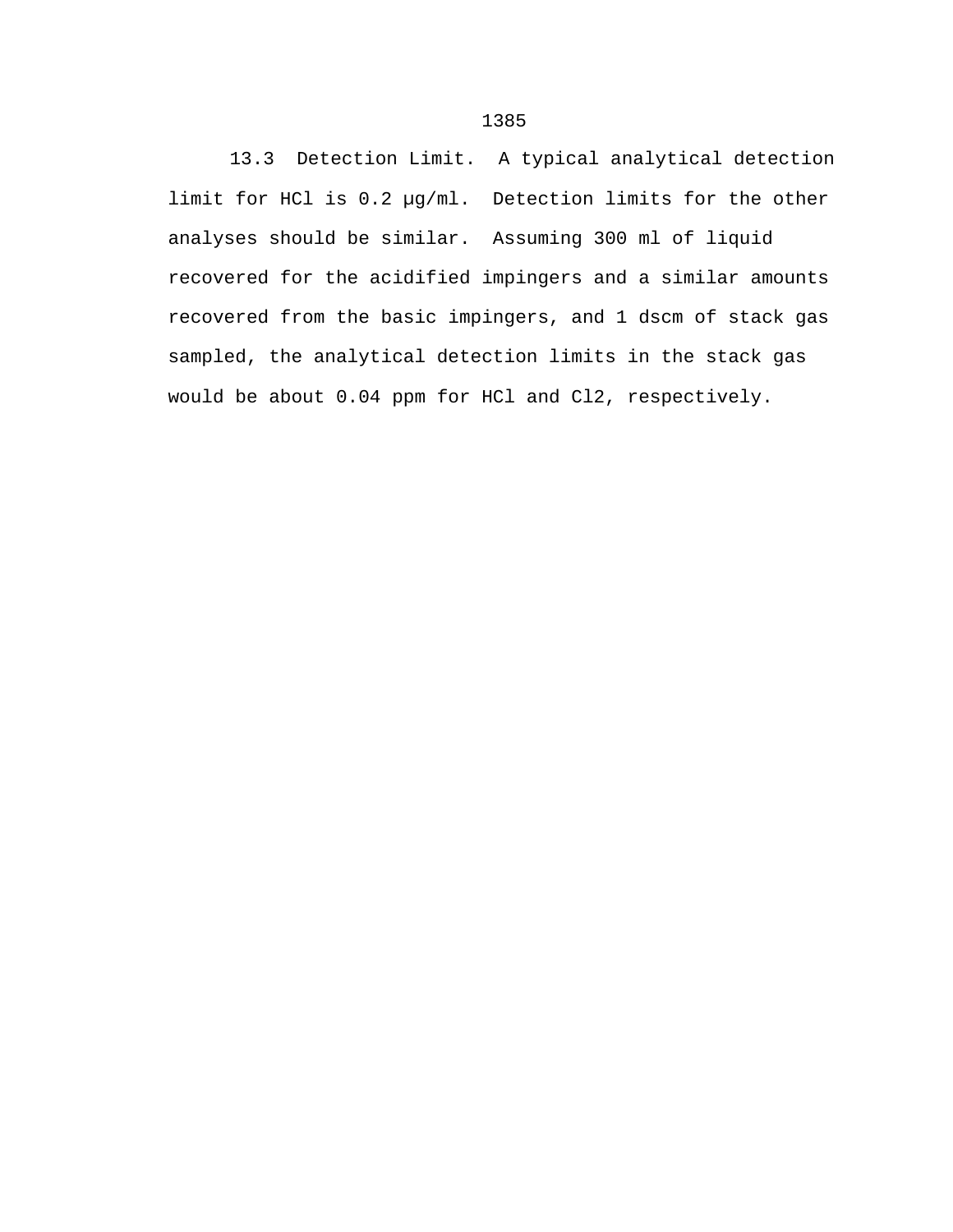13.3 Detection Limit. A typical analytical detection limit for HCl is 0.2 μg/ml. Detection limits for the other analyses should be similar. Assuming 300 ml of liquid recovered for the acidified impingers and a similar amounts recovered from the basic impingers, and 1 dscm of stack gas sampled, the analytical detection limits in the stack gas would be about 0.04 ppm for HCl and $Cl_2$, respectively.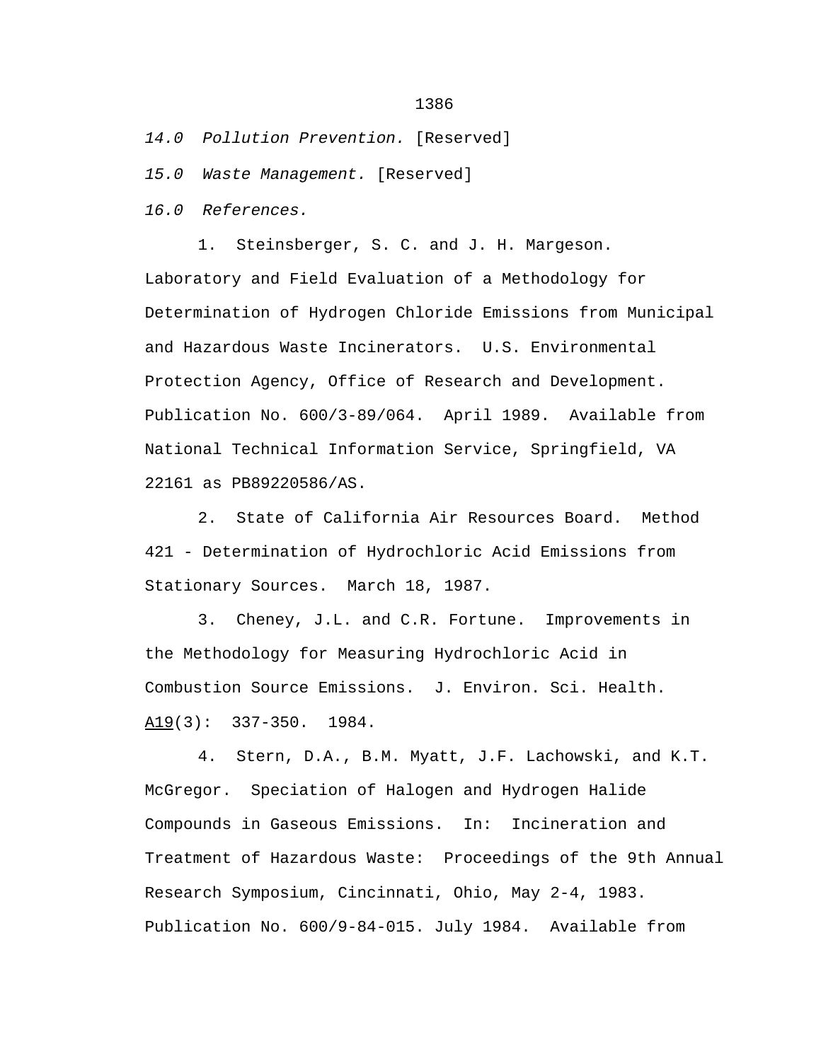*14.0 Pollution Prevention.* [Reserved]

*15.0 Waste Management.* [Reserved]

*16.0 References.*

1. Steinsberger, S. C. and J. H. Margeson. Laboratory and Field Evaluation of a Methodology for Determination of Hydrogen Chloride Emissions from Municipal and Hazardous Waste Incinerators. U.S. Environmental Protection Agency, Office of Research and Development. Publication No. 600/3-89/064. April 1989. Available from National Technical Information Service, Springfield, VA 22161 as PB89220586/AS.

2. State of California Air Resources Board. Method 421 - Determination of Hydrochloric Acid Emissions from Stationary Sources. March 18, 1987.

3. Cheney, J.L. and C.R. Fortune. Improvements in the Methodology for Measuring Hydrochloric Acid in Combustion Source Emissions. J. Environ. Sci. Health. A19(3): 337-350. 1984.

4. Stern, D.A., B.M. Myatt, J.F. Lachowski, and K.T. McGregor. Speciation of Halogen and Hydrogen Halide Compounds in Gaseous Emissions. In: Incineration and Treatment of Hazardous Waste: Proceedings of the 9th Annual Research Symposium, Cincinnati, Ohio, May 2-4, 1983. Publication No. 600/9-84-015. July 1984. Available from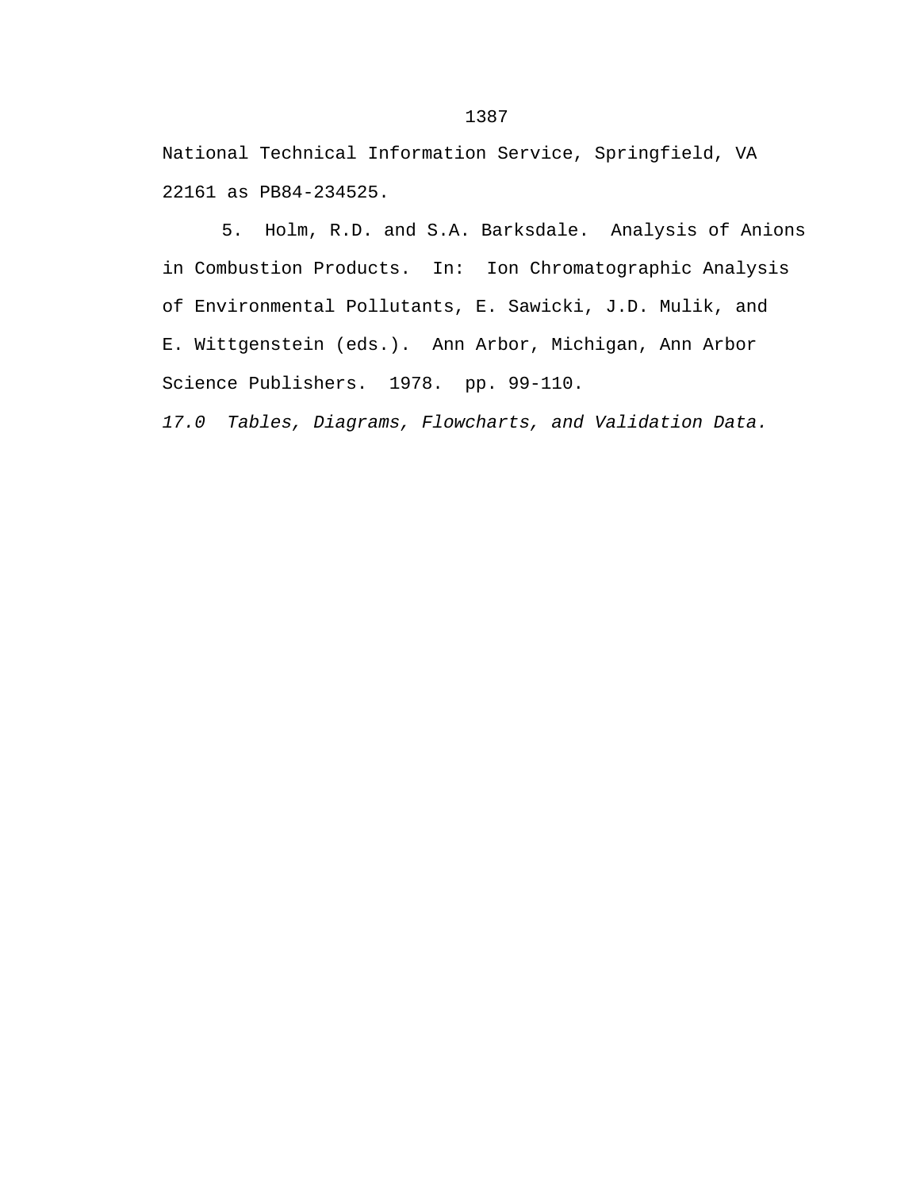National Technical Information Service, Springfield, VA 22161 as PB84-234525.

5. Holm, R.D. and S.A. Barksdale. Analysis of Anions in Combustion Products. In: Ion Chromatographic Analysis of Environmental Pollutants, E. Sawicki, J.D. Mulik, and E. Wittgenstein (eds.). Ann Arbor, Michigan, Ann Arbor Science Publishers. 1978. pp. 99-110.

*17.0 Tables, Diagrams, Flowcharts, and Validation Data.*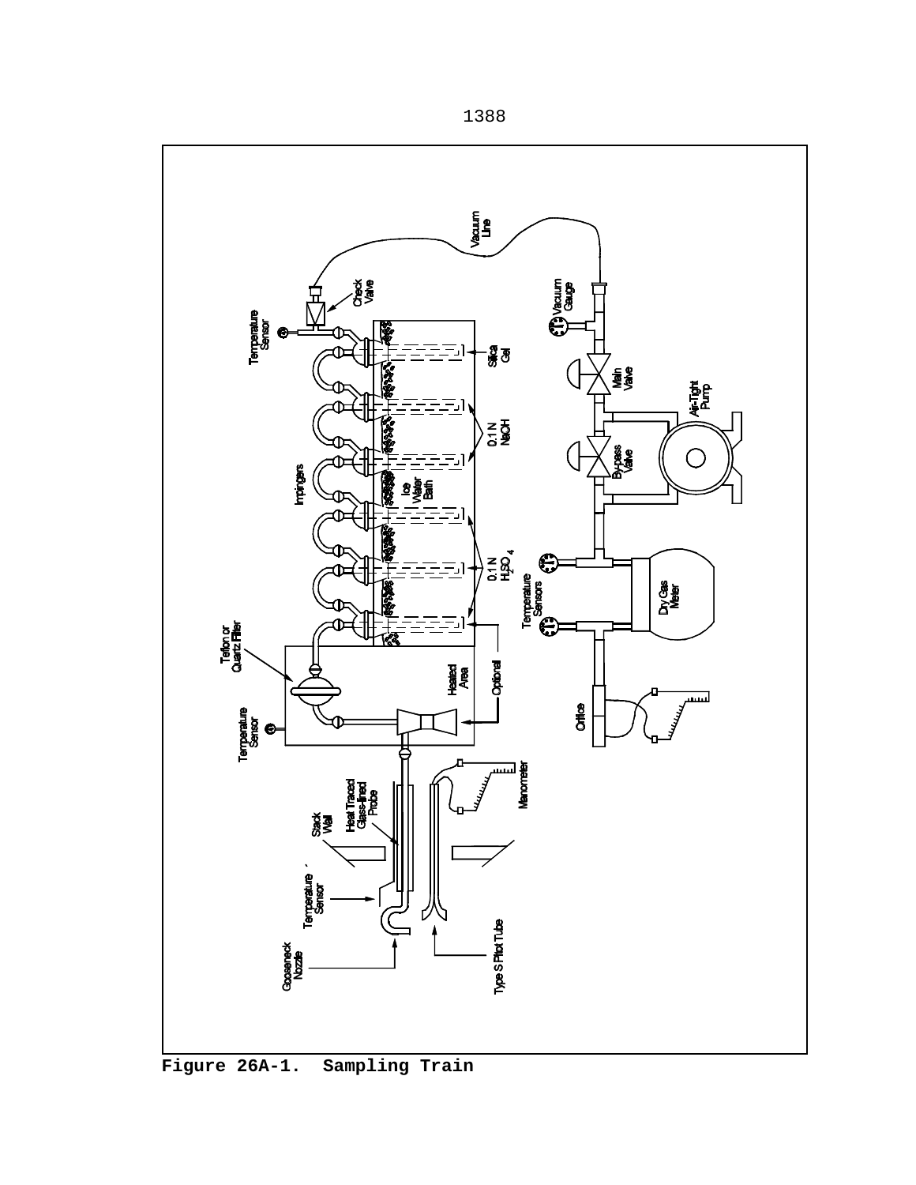Vacuum Line

Check Valve

Temperature Sensor

Silica Gel

0.1 N NaOH

Impingers

Ice Water Bath

0.1 N $H_2SO_4$

Teflon or Quartz Filter

Heated Area

Optional

Temperature Sensor

Vacuum Gauge

Main Valve

Air-Tight Pump

By-pass Valve

Temperature Sensors

Dry Gas Meter

Orifice

Manometer

Heat Traced Glass-lined Probe

Stack Wall

Temperature Sensor

Gooseneck Nozzle

Type S Pitot Tube

**Figure 26A-1. Sampling Train**